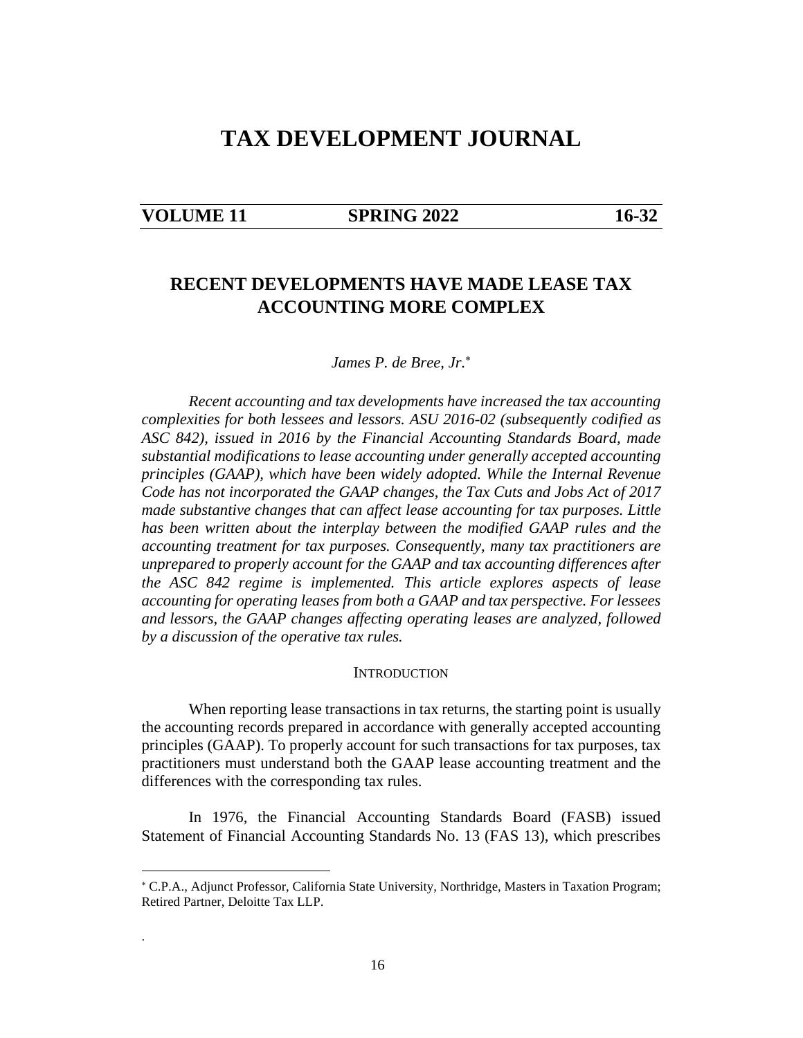# TAX DEVELOPMENT JOURNAL

## RECENT DEVELOPMENTS HAVE MADE LEASE TAX ACCOUNTING MORE COMPLEX

*James P. de Bree, Jr.*[*]

*Recent accounting and tax developments have increased the tax accounting complexities for both lessees and lessors. ASU 2016-02 (subsequently codified as ASC 842), issued in 2016 by the Financial Accounting Standards Board, made substantial modifications to lease accounting under generally accepted accounting principles (GAAP), which have been widely adopted. While the Internal Revenue Code has not incorporated the GAAP changes, the Tax Cuts and Jobs Act of 2017 made substantive changes that can affect lease accounting for tax purposes. Little has been written about the interplay between the modified GAAP rules and the accounting treatment for tax purposes. Consequently, many tax practitioners are unprepared to properly account for the GAAP and tax accounting differences after the ASC 842 regime is implemented. This article explores aspects of lease accounting for operating leases from both a GAAP and tax perspective. For lessees and lessors, the GAAP changes affecting operating leases are analyzed, followed by a discussion of the operative tax rules.*

### INTRODUCTION

When reporting lease transactions in tax returns, the starting point is usually the accounting records prepared in accordance with generally accepted accounting principles (GAAP). To properly account for such transactions for tax purposes, tax practitioners must understand both the GAAP lease accounting treatment and the differences with the corresponding tax rules.

In 1976, the Financial Accounting Standards Board (FASB) issued Statement of Financial Accounting Standards No. 13 (FAS 13), which prescribes

---

[*] C.P.A., Adjunct Professor, California State University, Northridge, Masters in Taxation Program; Retired Partner, Deloitte Tax LLP.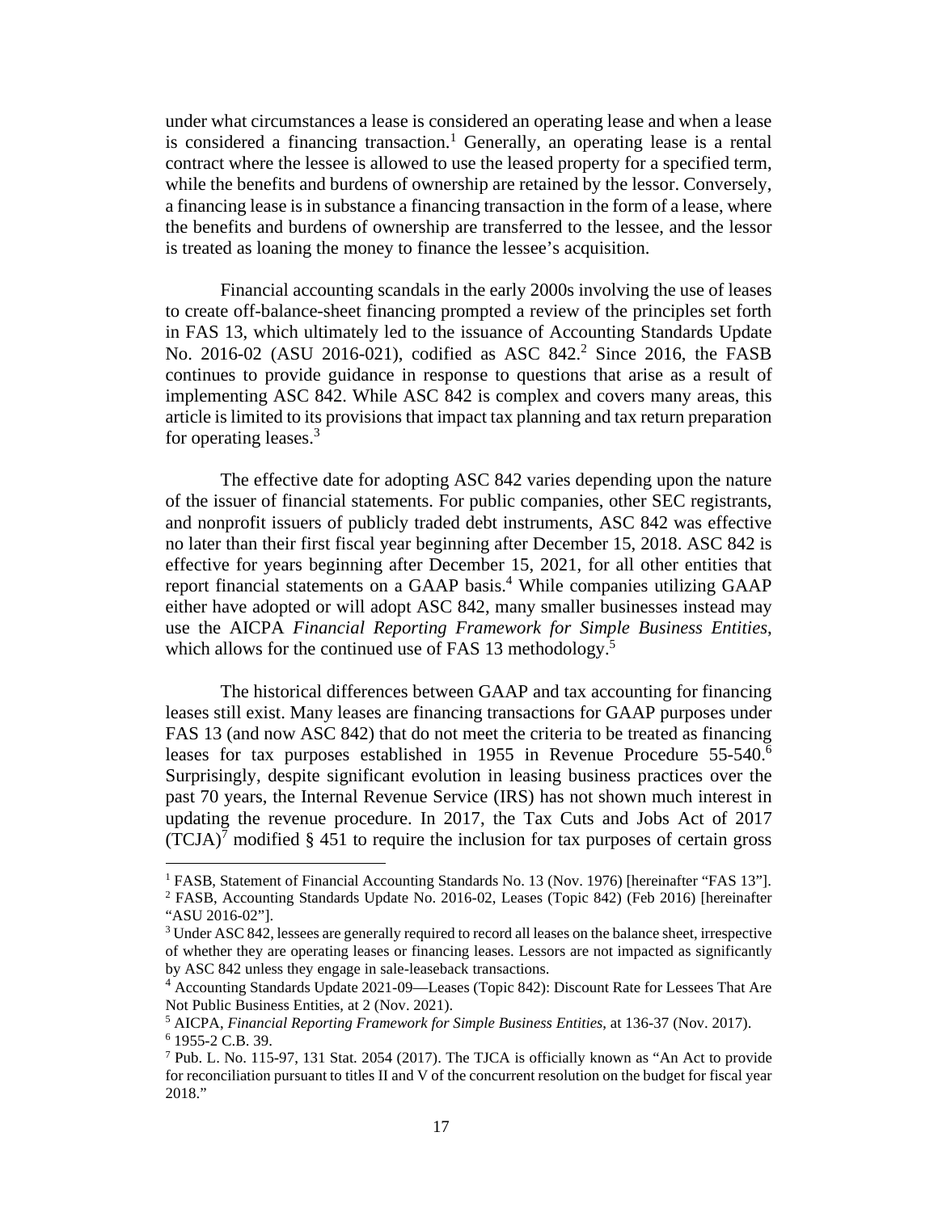under what circumstances a lease is considered an operating lease and when a lease is considered a financing transaction.[1] Generally, an operating lease is a rental contract where the lessee is allowed to use the leased property for a specified term, while the benefits and burdens of ownership are retained by the lessor. Conversely, a financing lease is in substance a financing transaction in the form of a lease, where the benefits and burdens of ownership are transferred to the lessee, and the lessor is treated as loaning the money to finance the lessee's acquisition.

Financial accounting scandals in the early 2000s involving the use of leases to create off-balance-sheet financing prompted a review of the principles set forth in FAS 13, which ultimately led to the issuance of Accounting Standards Update No. 2016-02 (ASU 2016-021), codified as ASC 842.[2] Since 2016, the FASB continues to provide guidance in response to questions that arise as a result of implementing ASC 842. While ASC 842 is complex and covers many areas, this article is limited to its provisions that impact tax planning and tax return preparation for operating leases.[3]

The effective date for adopting ASC 842 varies depending upon the nature of the issuer of financial statements. For public companies, other SEC registrants, and nonprofit issuers of publicly traded debt instruments, ASC 842 was effective no later than their first fiscal year beginning after December 15, 2018. ASC 842 is effective for years beginning after December 15, 2021, for all other entities that report financial statements on a GAAP basis.[4] While companies utilizing GAAP either have adopted or will adopt ASC 842, many smaller businesses instead may use the AICPA *Financial Reporting Framework for Simple Business Entities*, which allows for the continued use of FAS 13 methodology.[5]

The historical differences between GAAP and tax accounting for financing leases still exist. Many leases are financing transactions for GAAP purposes under FAS 13 (and now ASC 842) that do not meet the criteria to be treated as financing leases for tax purposes established in 1955 in Revenue Procedure 55-540.[6] Surprisingly, despite significant evolution in leasing business practices over the past 70 years, the Internal Revenue Service (IRS) has not shown much interest in updating the revenue procedure. In 2017, the Tax Cuts and Jobs Act of 2017 (TCJA)[7] modified § 451 to require the inclusion for tax purposes of certain gross

---

[1] FASB, Statement of Financial Accounting Standards No. 13 (Nov. 1976) [hereinafter "FAS 13"].

[2] FASB, Accounting Standards Update No. 2016-02, Leases (Topic 842) (Feb 2016) [hereinafter "ASU 2016-02"].

[3] Under ASC 842, lessees are generally required to record all leases on the balance sheet, irrespective of whether they are operating leases or financing leases. Lessors are not impacted as significantly by ASC 842 unless they engage in sale-leaseback transactions.

[4] Accounting Standards Update 2021-09—Leases (Topic 842): Discount Rate for Lessees That Are Not Public Business Entities, at 2 (Nov. 2021).

[5] AICPA, *Financial Reporting Framework for Simple Business Entities*, at 136-37 (Nov. 2017).

[6] 1955-2 C.B. 39.

[7] Pub. L. No. 115-97, 131 Stat. 2054 (2017). The TJCA is officially known as "An Act to provide for reconciliation pursuant to titles II and V of the concurrent resolution on the budget for fiscal year 2018."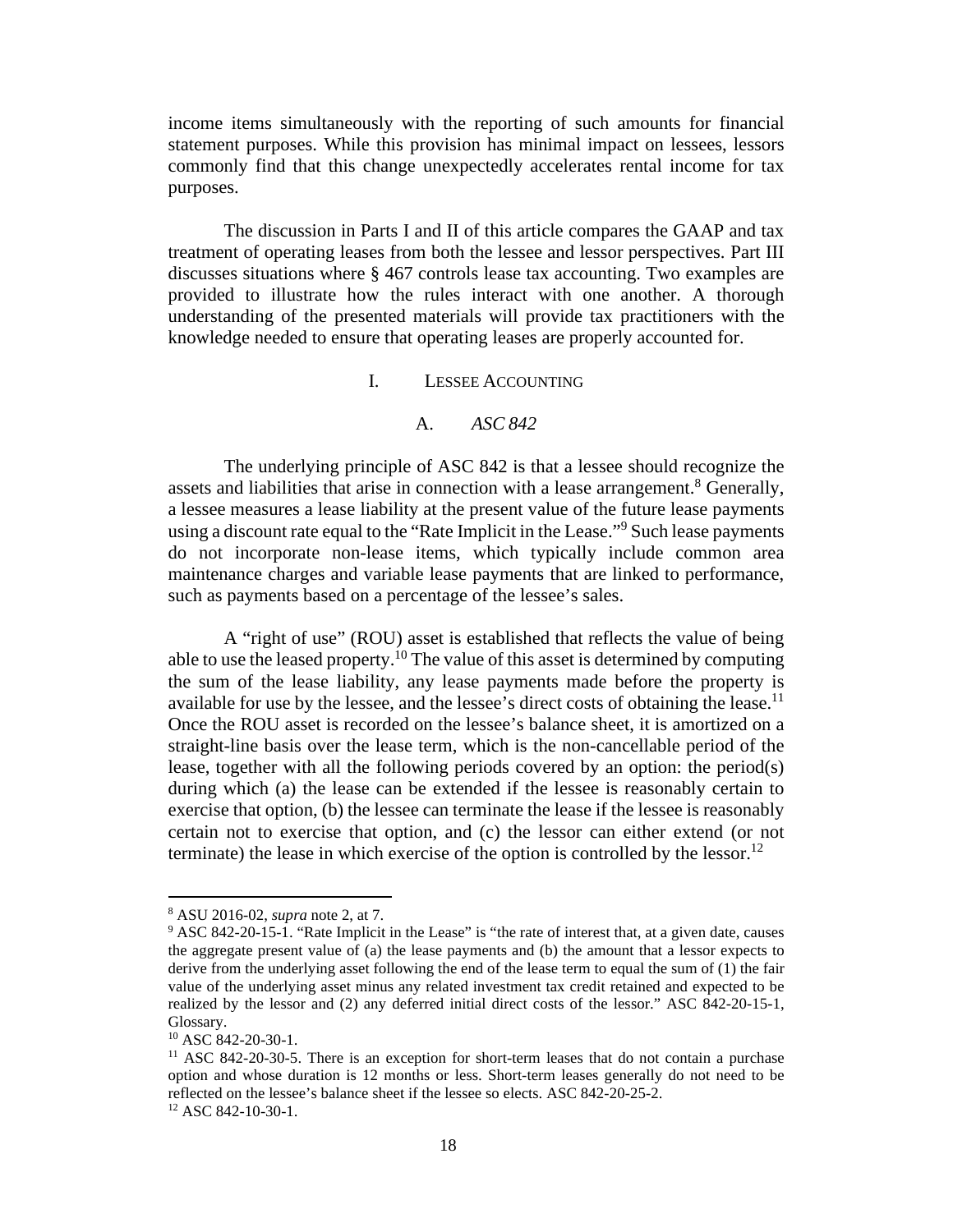income items simultaneously with the reporting of such amounts for financial statement purposes. While this provision has minimal impact on lessees, lessors commonly find that this change unexpectedly accelerates rental income for tax purposes.

The discussion in Parts I and II of this article compares the GAAP and tax treatment of operating leases from both the lessee and lessor perspectives. Part III discusses situations where § 467 controls lease tax accounting. Two examples are provided to illustrate how the rules interact with one another. A thorough understanding of the presented materials will provide tax practitioners with the knowledge needed to ensure that operating leases are properly accounted for.

## I. Lessee Accounting

### A. *ASC 842*

The underlying principle of ASC 842 is that a lessee should recognize the assets and liabilities that arise in connection with a lease arrangement.[8] Generally, a lessee measures a lease liability at the present value of the future lease payments using a discount rate equal to the "Rate Implicit in the Lease."[9] Such lease payments do not incorporate non-lease items, which typically include common area maintenance charges and variable lease payments that are linked to performance, such as payments based on a percentage of the lessee's sales.

A "right of use" (ROU) asset is established that reflects the value of being able to use the leased property.[10] The value of this asset is determined by computing the sum of the lease liability, any lease payments made before the property is available for use by the lessee, and the lessee's direct costs of obtaining the lease.[11] Once the ROU asset is recorded on the lessee's balance sheet, it is amortized on a straight-line basis over the lease term, which is the non-cancellable period of the lease, together with all the following periods covered by an option: the period(s) during which (a) the lease can be extended if the lessee is reasonably certain to exercise that option, (b) the lessee can terminate the lease if the lessee is reasonably certain not to exercise that option, and (c) the lessor can either extend (or not terminate) the lease in which exercise of the option is controlled by the lessor.[12]

---

[8] ASU 2016-02, *supra* note 2, at 7.

[9] ASC 842-20-15-1. "Rate Implicit in the Lease" is "the rate of interest that, at a given date, causes the aggregate present value of (a) the lease payments and (b) the amount that a lessor expects to derive from the underlying asset following the end of the lease term to equal the sum of (1) the fair value of the underlying asset minus any related investment tax credit retained and expected to be realized by the lessor and (2) any deferred initial direct costs of the lessor." ASC 842-20-15-1, Glossary.

[10] ASC 842-20-30-1.

[11] ASC 842-20-30-5. There is an exception for short-term leases that do not contain a purchase option and whose duration is 12 months or less. Short-term leases generally do not need to be reflected on the lessee's balance sheet if the lessee so elects. ASC 842-20-25-2.

[12] ASC 842-10-30-1.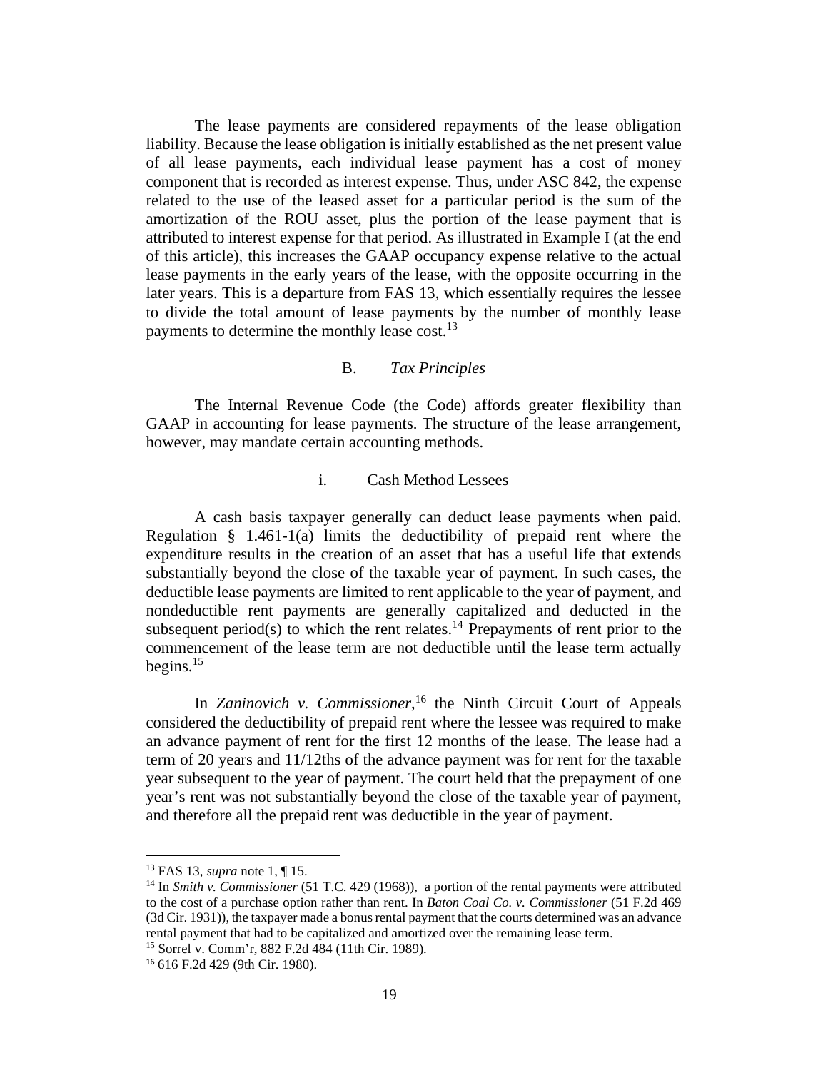The lease payments are considered repayments of the lease obligation liability. Because the lease obligation is initially established as the net present value of all lease payments, each individual lease payment has a cost of money component that is recorded as interest expense. Thus, under ASC 842, the expense related to the use of the leased asset for a particular period is the sum of the amortization of the ROU asset, plus the portion of the lease payment that is attributed to interest expense for that period. As illustrated in Example I (at the end of this article), this increases the GAAP occupancy expense relative to the actual lease payments in the early years of the lease, with the opposite occurring in the later years. This is a departure from FAS 13, which essentially requires the lessee to divide the total amount of lease payments by the number of monthly lease payments to determine the monthly lease cost.[13]

### B. *Tax Principles*

The Internal Revenue Code (the Code) affords greater flexibility than GAAP in accounting for lease payments. The structure of the lease arrangement, however, may mandate certain accounting methods.

#### i. Cash Method Lessees

A cash basis taxpayer generally can deduct lease payments when paid. Regulation § 1.461-1(a) limits the deductibility of prepaid rent where the expenditure results in the creation of an asset that has a useful life that extends substantially beyond the close of the taxable year of payment. In such cases, the deductible lease payments are limited to rent applicable to the year of payment, and nondeductible rent payments are generally capitalized and deducted in the subsequent period(s) to which the rent relates.[14] Prepayments of rent prior to the commencement of the lease term are not deductible until the lease term actually begins.[15]

In *Zaninovich v. Commissioner*,[16] the Ninth Circuit Court of Appeals considered the deductibility of prepaid rent where the lessee was required to make an advance payment of rent for the first 12 months of the lease. The lease had a term of 20 years and 11/12ths of the advance payment was for rent for the taxable year subsequent to the year of payment. The court held that the prepayment of one year's rent was not substantially beyond the close of the taxable year of payment, and therefore all the prepaid rent was deductible in the year of payment.

---

[13] FAS 13, *supra* note 1, ¶ 15.

[14] In *Smith v. Commissioner* (51 T.C. 429 (1968)), a portion of the rental payments were attributed to the cost of a purchase option rather than rent. In *Baton Coal Co. v. Commissioner* (51 F.2d 469 (3d Cir. 1931)), the taxpayer made a bonus rental payment that the courts determined was an advance rental payment that had to be capitalized and amortized over the remaining lease term.

[15] Sorrel v. Comm'r, 882 F.2d 484 (11th Cir. 1989).

[16] 616 F.2d 429 (9th Cir. 1980).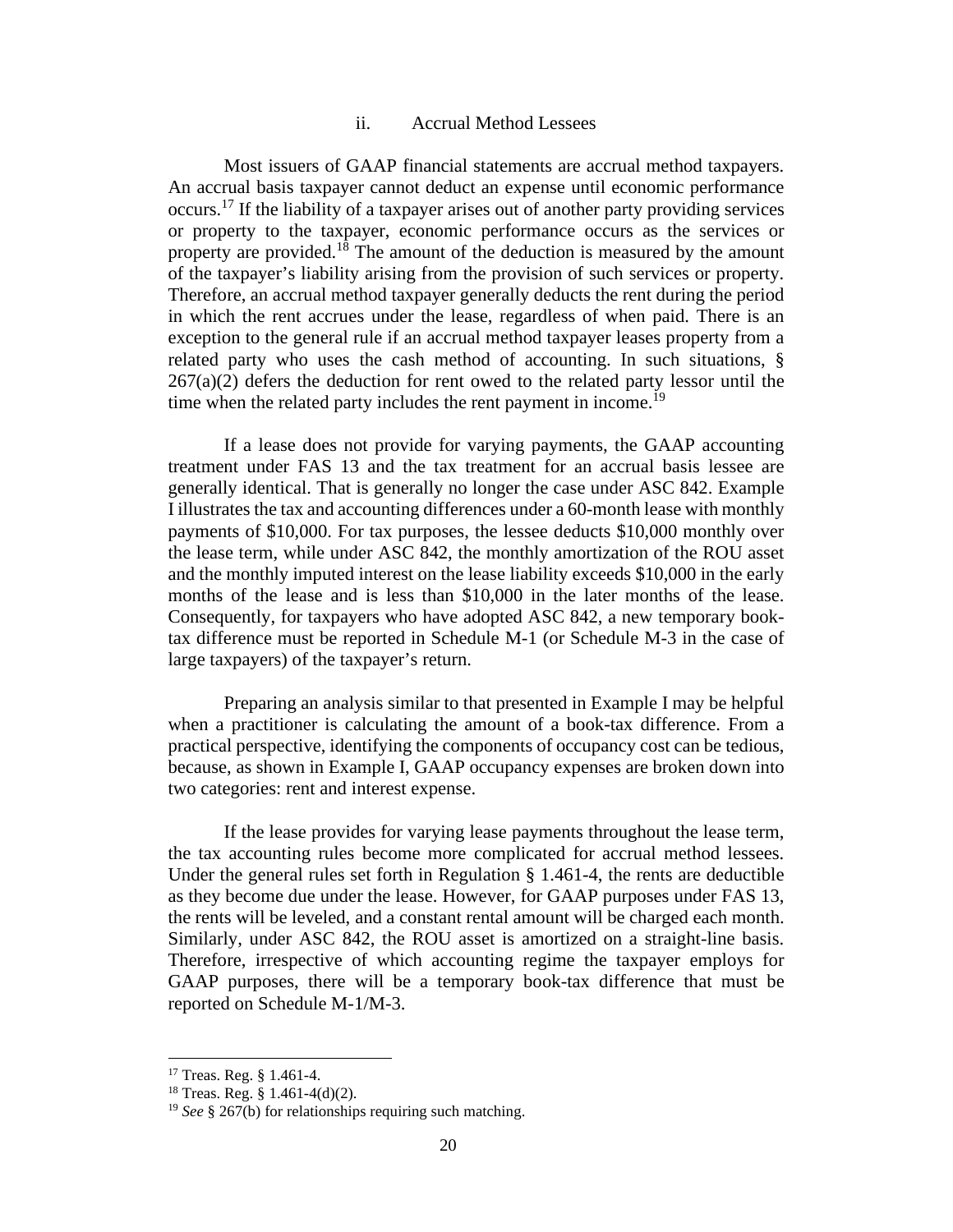### ii. Accrual Method Lessees

Most issuers of GAAP financial statements are accrual method taxpayers. An accrual basis taxpayer cannot deduct an expense until economic performance occurs.[17] If the liability of a taxpayer arises out of another party providing services or property to the taxpayer, economic performance occurs as the services or property are provided.[18] The amount of the deduction is measured by the amount of the taxpayer's liability arising from the provision of such services or property. Therefore, an accrual method taxpayer generally deducts the rent during the period in which the rent accrues under the lease, regardless of when paid. There is an exception to the general rule if an accrual method taxpayer leases property from a related party who uses the cash method of accounting. In such situations, § 267(a)(2) defers the deduction for rent owed to the related party lessor until the time when the related party includes the rent payment in income.[19]

If a lease does not provide for varying payments, the GAAP accounting treatment under FAS 13 and the tax treatment for an accrual basis lessee are generally identical. That is generally no longer the case under ASC 842. Example I illustrates the tax and accounting differences under a 60-month lease with monthly payments of $10,000. For tax purposes, the lessee deducts $10,000 monthly over the lease term, while under ASC 842, the monthly amortization of the ROU asset and the monthly imputed interest on the lease liability exceeds $10,000 in the early months of the lease and is less than $10,000 in the later months of the lease. Consequently, for taxpayers who have adopted ASC 842, a new temporary book-tax difference must be reported in Schedule M-1 (or Schedule M-3 in the case of large taxpayers) of the taxpayer's return.

Preparing an analysis similar to that presented in Example I may be helpful when a practitioner is calculating the amount of a book-tax difference. From a practical perspective, identifying the components of occupancy cost can be tedious, because, as shown in Example I, GAAP occupancy expenses are broken down into two categories: rent and interest expense.

If the lease provides for varying lease payments throughout the lease term, the tax accounting rules become more complicated for accrual method lessees. Under the general rules set forth in Regulation § 1.461-4, the rents are deductible as they become due under the lease. However, for GAAP purposes under FAS 13, the rents will be leveled, and a constant rental amount will be charged each month. Similarly, under ASC 842, the ROU asset is amortized on a straight-line basis. Therefore, irrespective of which accounting regime the taxpayer employs for GAAP purposes, there will be a temporary book-tax difference that must be reported on Schedule M-1/M-3.

---

[17] Treas. Reg. § 1.461-4.

[18] Treas. Reg. § 1.461-4(d)(2).

[19] *See* § 267(b) for relationships requiring such matching.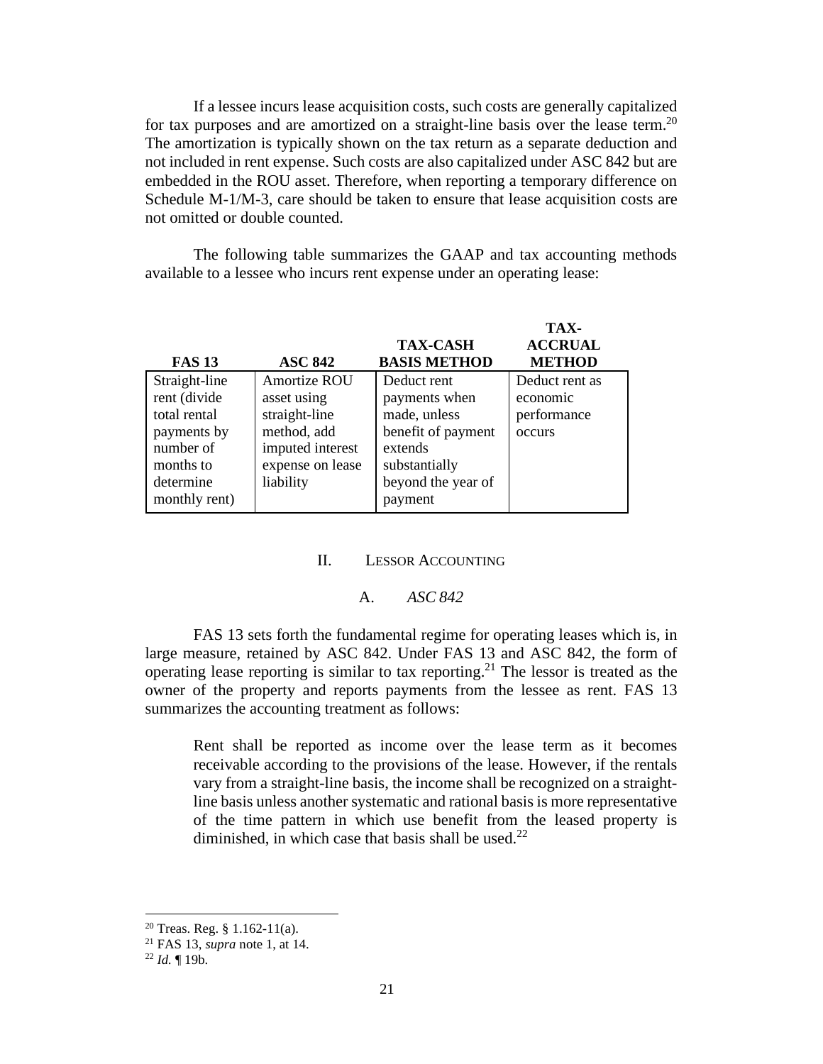If a lessee incurs lease acquisition costs, such costs are generally capitalized for tax purposes and are amortized on a straight-line basis over the lease term.[20] The amortization is typically shown on the tax return as a separate deduction and not included in rent expense. Such costs are also capitalized under ASC 842 but are embedded in the ROU asset. Therefore, when reporting a temporary difference on Schedule M-1/M-3, care should be taken to ensure that lease acquisition costs are not omitted or double counted.

The following table summarizes the GAAP and tax accounting methods available to a lessee who incurs rent expense under an operating lease:

| **FAS 13** | **ASC 842** | **TAX-CASH BASIS METHOD** | **TAX-ACCRUAL METHOD** |
|---|---|---|---|
| Straight-line rent (divide total rental payments by number of months to determine monthly rent) | Amortize ROU asset using straight-line method, add imputed interest expense on lease liability | Deduct rent payments when made, unless benefit of payment extends substantially beyond the year of payment | Deduct rent as economic performance occurs |

## II. Lessor Accounting

### A. *ASC 842*

FAS 13 sets forth the fundamental regime for operating leases which is, in large measure, retained by ASC 842. Under FAS 13 and ASC 842, the form of operating lease reporting is similar to tax reporting.[21] The lessor is treated as the owner of the property and reports payments from the lessee as rent. FAS 13 summarizes the accounting treatment as follows:

> Rent shall be reported as income over the lease term as it becomes receivable according to the provisions of the lease. However, if the rentals vary from a straight-line basis, the income shall be recognized on a straight-line basis unless another systematic and rational basis is more representative of the time pattern in which use benefit from the leased property is diminished, in which case that basis shall be used.[22]

---

[20] Treas. Reg. § 1.162-11(a).

[21] FAS 13, *supra* note 1, at 14.

[22] *Id.* ¶ 19b.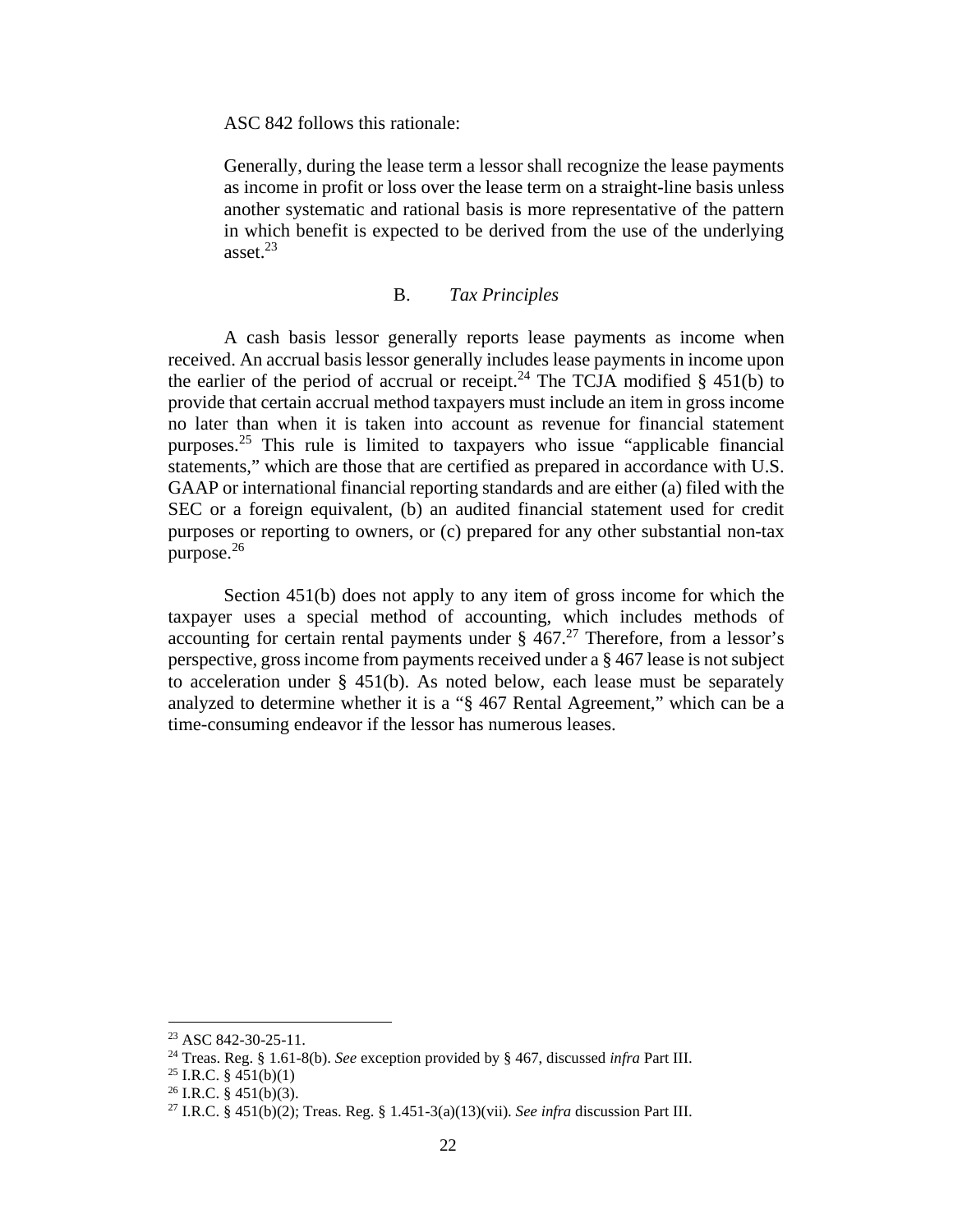ASC 842 follows this rationale:

> Generally, during the lease term a lessor shall recognize the lease payments as income in profit or loss over the lease term on a straight-line basis unless another systematic and rational basis is more representative of the pattern in which benefit is expected to be derived from the use of the underlying asset.[23]

### B. *Tax Principles*

A cash basis lessor generally reports lease payments as income when received. An accrual basis lessor generally includes lease payments in income upon the earlier of the period of accrual or receipt.[24] The TCJA modified § 451(b) to provide that certain accrual method taxpayers must include an item in gross income no later than when it is taken into account as revenue for financial statement purposes.[25] This rule is limited to taxpayers who issue "applicable financial statements," which are those that are certified as prepared in accordance with U.S. GAAP or international financial reporting standards and are either (a) filed with the SEC or a foreign equivalent, (b) an audited financial statement used for credit purposes or reporting to owners, or (c) prepared for any other substantial non-tax purpose.[26]

Section 451(b) does not apply to any item of gross income for which the taxpayer uses a special method of accounting, which includes methods of accounting for certain rental payments under § 467.[27] Therefore, from a lessor's perspective, gross income from payments received under a § 467 lease is not subject to acceleration under § 451(b). As noted below, each lease must be separately analyzed to determine whether it is a "§ 467 Rental Agreement," which can be a time-consuming endeavor if the lessor has numerous leases.

---

[23] ASC 842-30-25-11.

[24] Treas. Reg. § 1.61-8(b). *See* exception provided by § 467, discussed *infra* Part III.

[25] I.R.C. § 451(b)(1)

[26] I.R.C. § 451(b)(3).

[27] I.R.C. § 451(b)(2); Treas. Reg. § 1.451-3(a)(13)(vii). *See infra* discussion Part III.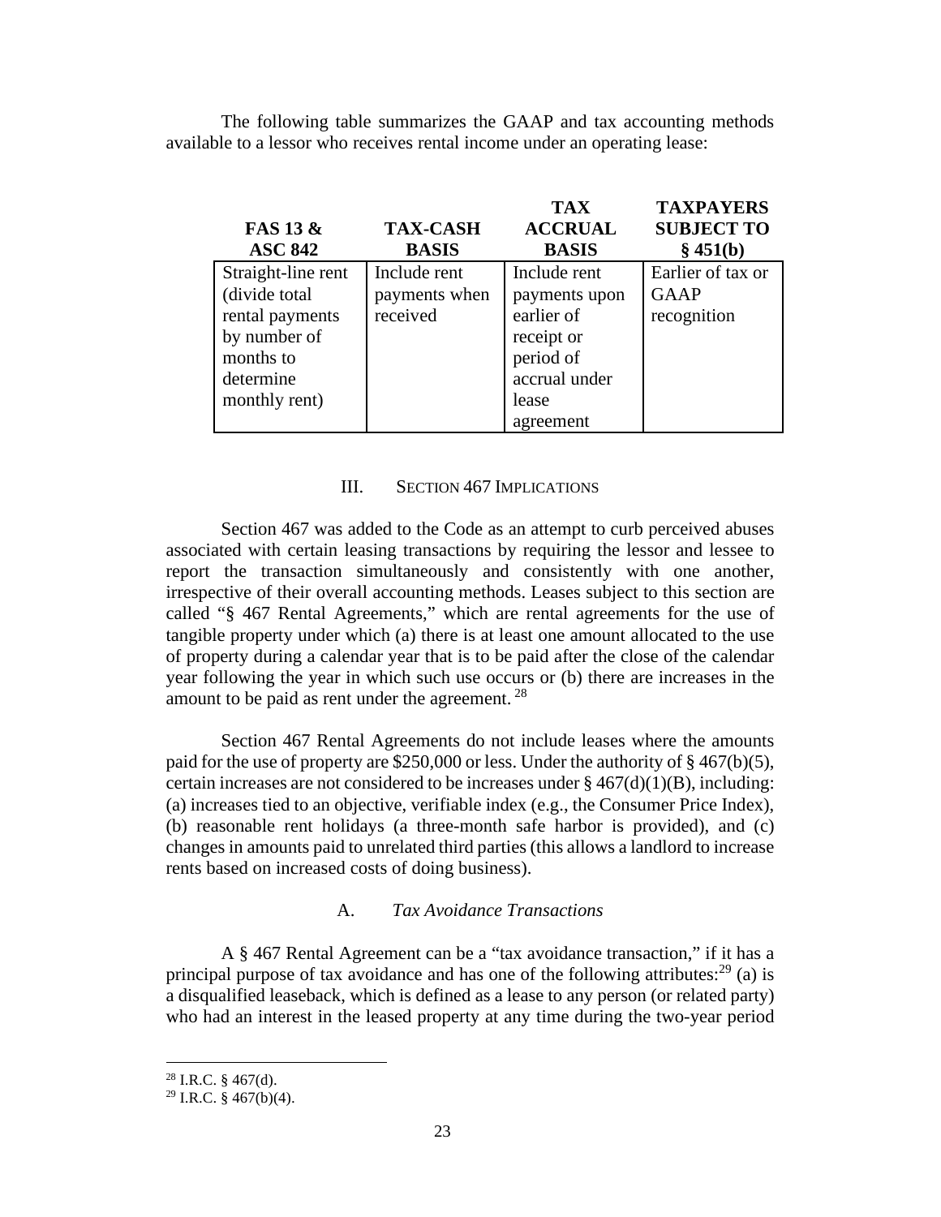The following table summarizes the GAAP and tax accounting methods available to a lessor who receives rental income under an operating lease:

| FAS 13 & ASC 842 | TAX-CASH BASIS | TAX ACCRUAL BASIS | TAXPAYERS SUBJECT TO § 451(b) |
|---|---|---|---|
| Straight-line rent (divide total rental payments by number of months to determine monthly rent) | Include rent payments when received | Include rent payments upon earlier of receipt or period of accrual under lease agreement | Earlier of tax or GAAP recognition |

## III. SECTION 467 IMPLICATIONS

Section 467 was added to the Code as an attempt to curb perceived abuses associated with certain leasing transactions by requiring the lessor and lessee to report the transaction simultaneously and consistently with one another, irrespective of their overall accounting methods. Leases subject to this section are called "§ 467 Rental Agreements," which are rental agreements for the use of tangible property under which (a) there is at least one amount allocated to the use of property during a calendar year that is to be paid after the close of the calendar year following the year in which such use occurs or (b) there are increases in the amount to be paid as rent under the agreement. [28]

Section 467 Rental Agreements do not include leases where the amounts paid for the use of property are $250,000 or less. Under the authority of § 467(b)(5), certain increases are not considered to be increases under § 467(d)(1)(B), including: (a) increases tied to an objective, verifiable index (e.g., the Consumer Price Index), (b) reasonable rent holidays (a three-month safe harbor is provided), and (c) changes in amounts paid to unrelated third parties (this allows a landlord to increase rents based on increased costs of doing business).

### A. *Tax Avoidance Transactions*

A § 467 Rental Agreement can be a "tax avoidance transaction," if it has a principal purpose of tax avoidance and has one of the following attributes:[29] (a) is a disqualified leaseback, which is defined as a lease to any person (or related party) who had an interest in the leased property at any time during the two-year period

---

[28] I.R.C. § 467(d).

[29] I.R.C. § 467(b)(4).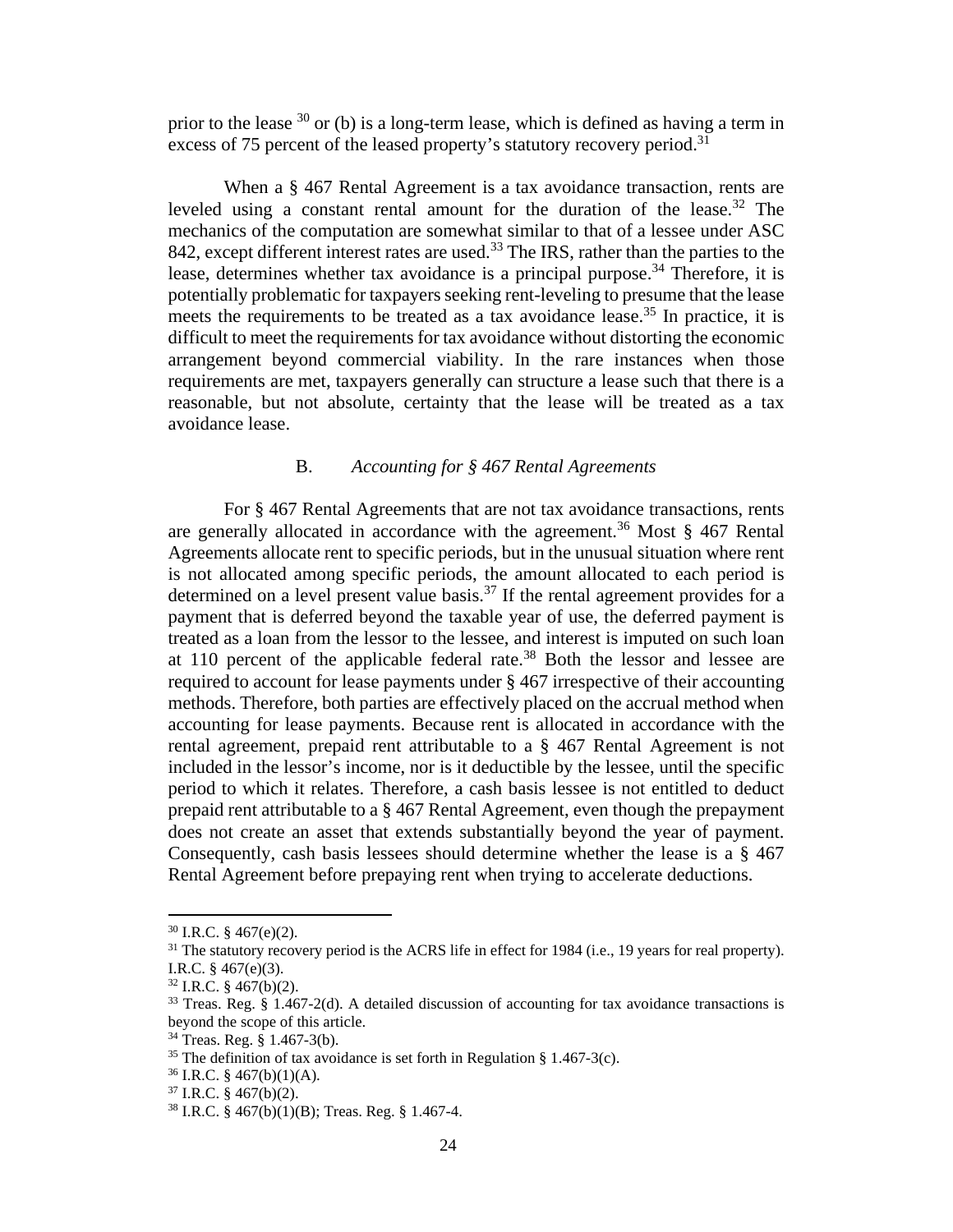prior to the lease [30] or (b) is a long-term lease, which is defined as having a term in excess of 75 percent of the leased property's statutory recovery period.[31]

When a § 467 Rental Agreement is a tax avoidance transaction, rents are leveled using a constant rental amount for the duration of the lease.[32] The mechanics of the computation are somewhat similar to that of a lessee under ASC 842, except different interest rates are used.[33] The IRS, rather than the parties to the lease, determines whether tax avoidance is a principal purpose.[34] Therefore, it is potentially problematic for taxpayers seeking rent-leveling to presume that the lease meets the requirements to be treated as a tax avoidance lease.[35] In practice, it is difficult to meet the requirements for tax avoidance without distorting the economic arrangement beyond commercial viability. In the rare instances when those requirements are met, taxpayers generally can structure a lease such that there is a reasonable, but not absolute, certainty that the lease will be treated as a tax avoidance lease.

### B. *Accounting for § 467 Rental Agreements*

For § 467 Rental Agreements that are not tax avoidance transactions, rents are generally allocated in accordance with the agreement.[36] Most § 467 Rental Agreements allocate rent to specific periods, but in the unusual situation where rent is not allocated among specific periods, the amount allocated to each period is determined on a level present value basis.[37] If the rental agreement provides for a payment that is deferred beyond the taxable year of use, the deferred payment is treated as a loan from the lessor to the lessee, and interest is imputed on such loan at 110 percent of the applicable federal rate.[38] Both the lessor and lessee are required to account for lease payments under § 467 irrespective of their accounting methods. Therefore, both parties are effectively placed on the accrual method when accounting for lease payments. Because rent is allocated in accordance with the rental agreement, prepaid rent attributable to a § 467 Rental Agreement is not included in the lessor's income, nor is it deductible by the lessee, until the specific period to which it relates. Therefore, a cash basis lessee is not entitled to deduct prepaid rent attributable to a § 467 Rental Agreement, even though the prepayment does not create an asset that extends substantially beyond the year of payment. Consequently, cash basis lessees should determine whether the lease is a § 467 Rental Agreement before prepaying rent when trying to accelerate deductions.

---

[30] I.R.C. § 467(e)(2).

[31] The statutory recovery period is the ACRS life in effect for 1984 (i.e., 19 years for real property). I.R.C. § 467(e)(3).

[32] I.R.C. § 467(b)(2).

[33] Treas. Reg. § 1.467-2(d). A detailed discussion of accounting for tax avoidance transactions is beyond the scope of this article.

[34] Treas. Reg. § 1.467-3(b).

[35] The definition of tax avoidance is set forth in Regulation § 1.467-3(c).

[36] I.R.C. § 467(b)(1)(A).

[37] I.R.C. § 467(b)(2).

[38] I.R.C. § 467(b)(1)(B); Treas. Reg. § 1.467-4.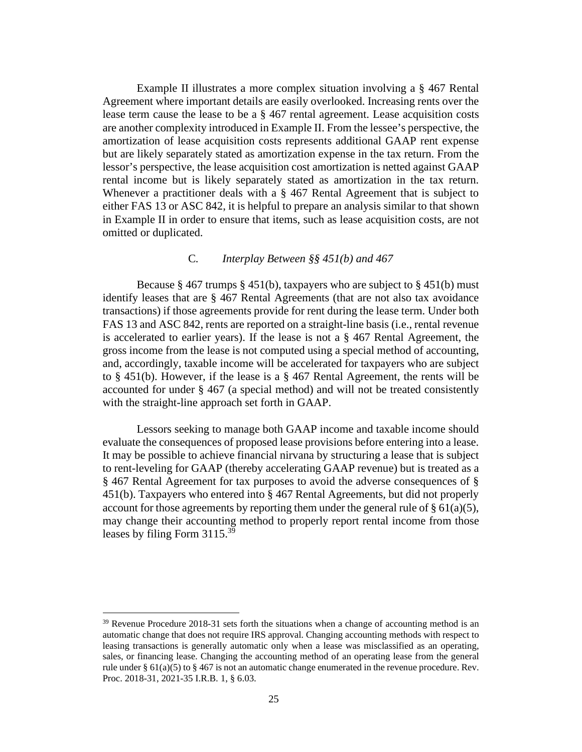Example II illustrates a more complex situation involving a § 467 Rental Agreement where important details are easily overlooked. Increasing rents over the lease term cause the lease to be a § 467 rental agreement. Lease acquisition costs are another complexity introduced in Example II. From the lessee's perspective, the amortization of lease acquisition costs represents additional GAAP rent expense but are likely separately stated as amortization expense in the tax return. From the lessor's perspective, the lease acquisition cost amortization is netted against GAAP rental income but is likely separately stated as amortization in the tax return. Whenever a practitioner deals with a § 467 Rental Agreement that is subject to either FAS 13 or ASC 842, it is helpful to prepare an analysis similar to that shown in Example II in order to ensure that items, such as lease acquisition costs, are not omitted or duplicated.

### C. *Interplay Between §§ 451(b) and 467*

Because § 467 trumps § 451(b), taxpayers who are subject to § 451(b) must identify leases that are § 467 Rental Agreements (that are not also tax avoidance transactions) if those agreements provide for rent during the lease term. Under both FAS 13 and ASC 842, rents are reported on a straight-line basis (i.e., rental revenue is accelerated to earlier years). If the lease is not a § 467 Rental Agreement, the gross income from the lease is not computed using a special method of accounting, and, accordingly, taxable income will be accelerated for taxpayers who are subject to § 451(b). However, if the lease is a § 467 Rental Agreement, the rents will be accounted for under § 467 (a special method) and will not be treated consistently with the straight-line approach set forth in GAAP.

Lessors seeking to manage both GAAP income and taxable income should evaluate the consequences of proposed lease provisions before entering into a lease. It may be possible to achieve financial nirvana by structuring a lease that is subject to rent-leveling for GAAP (thereby accelerating GAAP revenue) but is treated as a § 467 Rental Agreement for tax purposes to avoid the adverse consequences of § 451(b). Taxpayers who entered into § 467 Rental Agreements, but did not properly account for those agreements by reporting them under the general rule of § 61(a)(5), may change their accounting method to properly report rental income from those leases by filing Form 3115.[39]

---

[39] Revenue Procedure 2018-31 sets forth the situations when a change of accounting method is an automatic change that does not require IRS approval. Changing accounting methods with respect to leasing transactions is generally automatic only when a lease was misclassified as an operating, sales, or financing lease. Changing the accounting method of an operating lease from the general rule under § 61(a)(5) to § 467 is not an automatic change enumerated in the revenue procedure. Rev. Proc. 2018-31, 2021-35 I.R.B. 1, § 6.03.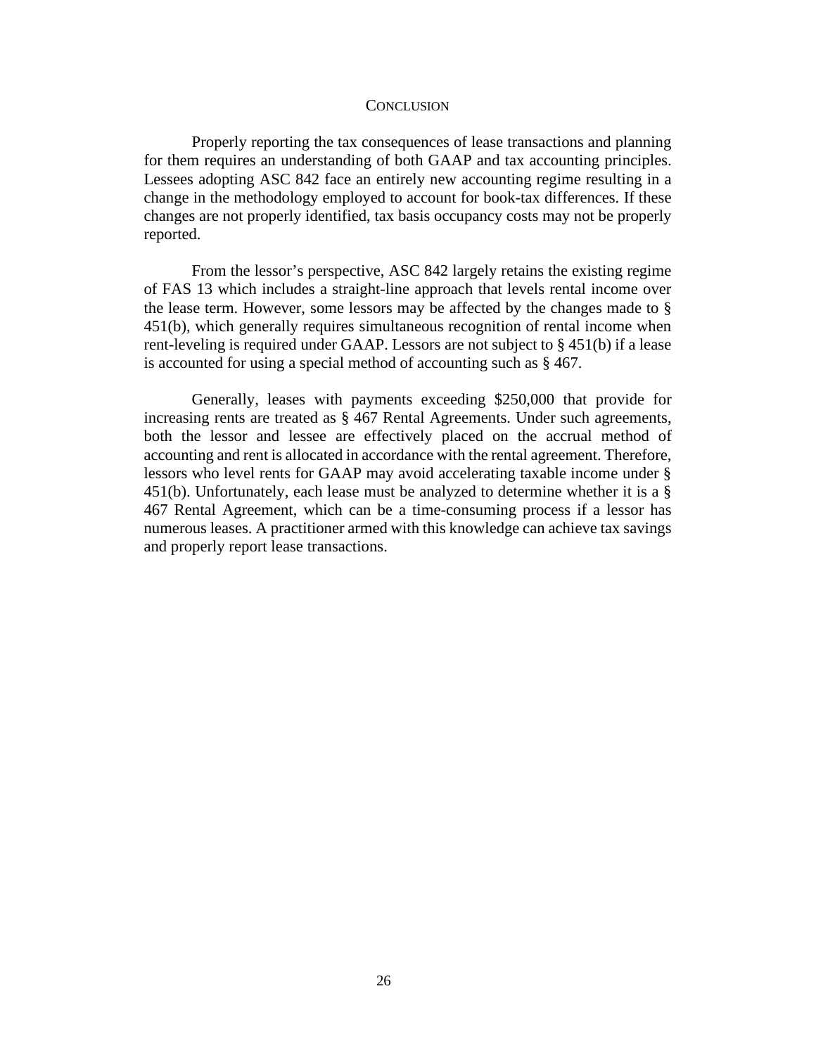## Conclusion

Properly reporting the tax consequences of lease transactions and planning for them requires an understanding of both GAAP and tax accounting principles. Lessees adopting ASC 842 face an entirely new accounting regime resulting in a change in the methodology employed to account for book-tax differences. If these changes are not properly identified, tax basis occupancy costs may not be properly reported.

From the lessor's perspective, ASC 842 largely retains the existing regime of FAS 13 which includes a straight-line approach that levels rental income over the lease term. However, some lessors may be affected by the changes made to § 451(b), which generally requires simultaneous recognition of rental income when rent-leveling is required under GAAP. Lessors are not subject to § 451(b) if a lease is accounted for using a special method of accounting such as § 467.

Generally, leases with payments exceeding $250,000 that provide for increasing rents are treated as § 467 Rental Agreements. Under such agreements, both the lessor and lessee are effectively placed on the accrual method of accounting and rent is allocated in accordance with the rental agreement. Therefore, lessors who level rents for GAAP may avoid accelerating taxable income under § 451(b). Unfortunately, each lease must be analyzed to determine whether it is a § 467 Rental Agreement, which can be a time-consuming process if a lessor has numerous leases. A practitioner armed with this knowledge can achieve tax savings and properly report lease transactions.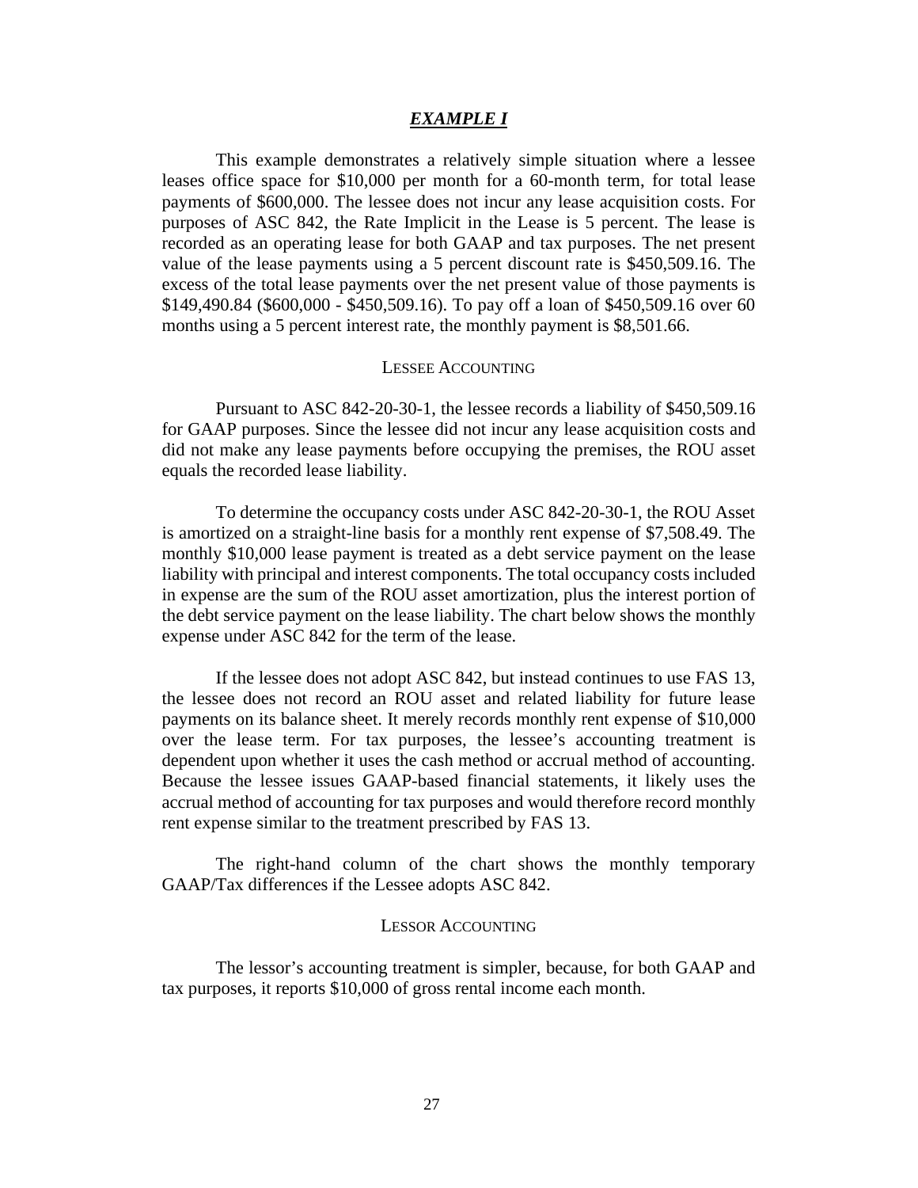## *EXAMPLE I*

This example demonstrates a relatively simple situation where a lessee leases office space for $10,000 per month for a 60-month term, for total lease payments of $600,000. The lessee does not incur any lease acquisition costs. For purposes of ASC 842, the Rate Implicit in the Lease is 5 percent. The lease is recorded as an operating lease for both GAAP and tax purposes. The net present value of the lease payments using a 5 percent discount rate is $450,509.16. The excess of the total lease payments over the net present value of those payments is $149,490.84 ($600,000 - $450,509.16). To pay off a loan of $450,509.16 over 60 months using a 5 percent interest rate, the monthly payment is $8,501.66.

### Lessee Accounting

Pursuant to ASC 842-20-30-1, the lessee records a liability of $450,509.16 for GAAP purposes. Since the lessee did not incur any lease acquisition costs and did not make any lease payments before occupying the premises, the ROU asset equals the recorded lease liability.

To determine the occupancy costs under ASC 842-20-30-1, the ROU Asset is amortized on a straight-line basis for a monthly rent expense of $7,508.49. The monthly $10,000 lease payment is treated as a debt service payment on the lease liability with principal and interest components. The total occupancy costs included in expense are the sum of the ROU asset amortization, plus the interest portion of the debt service payment on the lease liability. The chart below shows the monthly expense under ASC 842 for the term of the lease.

If the lessee does not adopt ASC 842, but instead continues to use FAS 13, the lessee does not record an ROU asset and related liability for future lease payments on its balance sheet. It merely records monthly rent expense of $10,000 over the lease term. For tax purposes, the lessee's accounting treatment is dependent upon whether it uses the cash method or accrual method of accounting. Because the lessee issues GAAP-based financial statements, it likely uses the accrual method of accounting for tax purposes and would therefore record monthly rent expense similar to the treatment prescribed by FAS 13.

The right-hand column of the chart shows the monthly temporary GAAP/Tax differences if the Lessee adopts ASC 842.

### Lessor Accounting

The lessor's accounting treatment is simpler, because, for both GAAP and tax purposes, it reports $10,000 of gross rental income each month.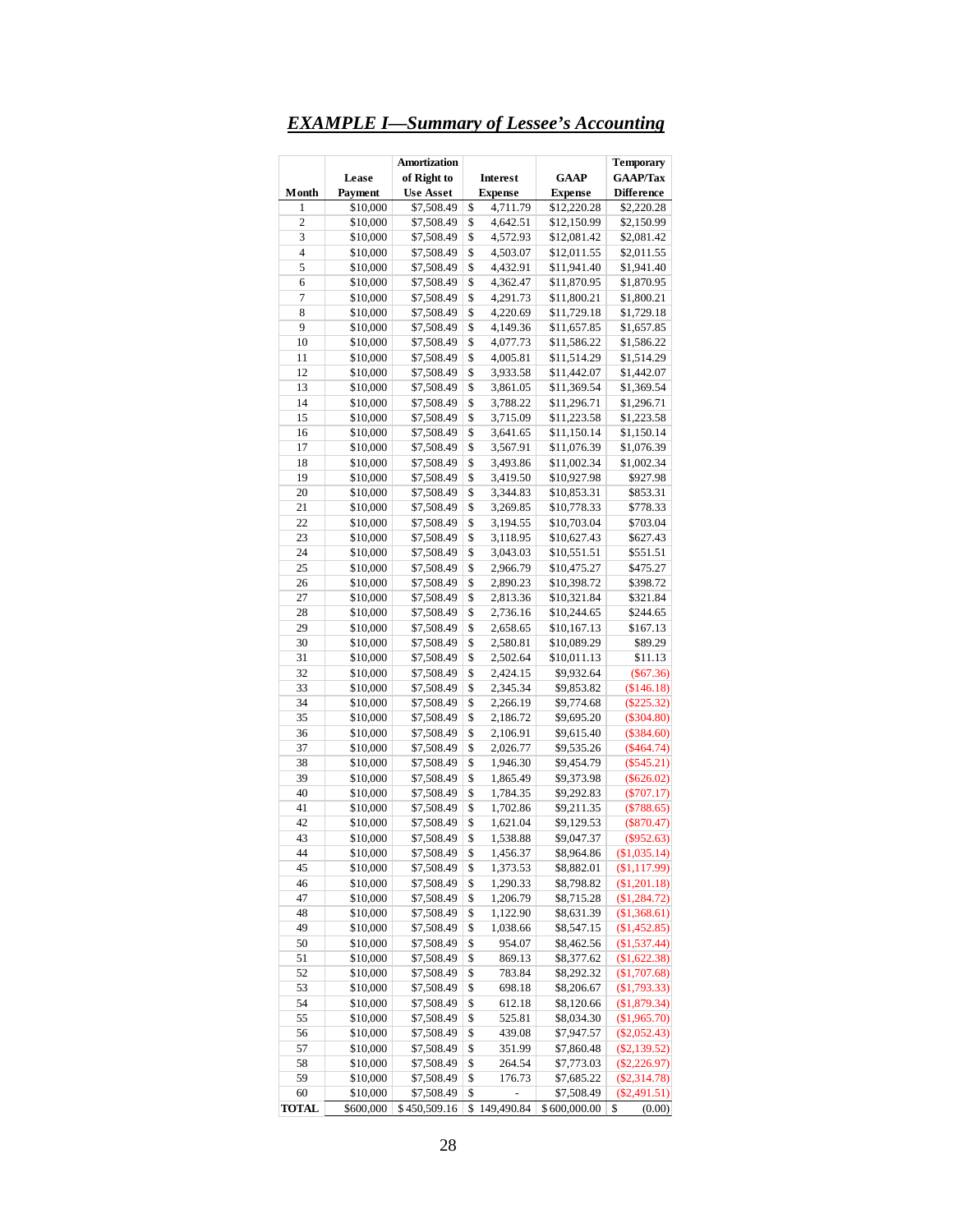## *EXAMPLE I—Summary of Lessee's Accounting*

| Month | Lease Payment | Amortization of Right to Use Asset | Interest Expense | GAAP Expense | Temporary GAAP/Tax Difference |
|---|---|---|---|---|---|
| 1 | $10,000 | $7,508.49 | $ 4,711.79 | $12,220.28 | $2,220.28 |
| 2 | $10,000 | $7,508.49 | $ 4,642.51 | $12,150.99 | $2,150.99 |
| 3 | $10,000 | $7,508.49 | $ 4,572.93 | $12,081.42 | $2,081.42 |
| 4 | $10,000 | $7,508.49 | $ 4,503.07 | $12,011.55 | $2,011.55 |
| 5 | $10,000 | $7,508.49 | $ 4,432.91 | $11,941.40 | $1,941.40 |
| 6 | $10,000 | $7,508.49 | $ 4,362.47 | $11,870.95 | $1,870.95 |
| 7 | $10,000 | $7,508.49 | $ 4,291.73 | $11,800.21 | $1,800.21 |
| 8 | $10,000 | $7,508.49 | $ 4,220.69 | $11,729.18 | $1,729.18 |
| 9 | $10,000 | $7,508.49 | $ 4,149.36 | $11,657.85 | $1,657.85 |
| 10 | $10,000 | $7,508.49 | $ 4,077.73 | $11,586.22 | $1,586.22 |
| 11 | $10,000 | $7,508.49 | $ 4,005.81 | $11,514.29 | $1,514.29 |
| 12 | $10,000 | $7,508.49 | $ 3,933.58 | $11,442.07 | $1,442.07 |
| 13 | $10,000 | $7,508.49 | $ 3,861.05 | $11,369.54 | $1,369.54 |
| 14 | $10,000 | $7,508.49 | $ 3,788.22 | $11,296.71 | $1,296.71 |
| 15 | $10,000 | $7,508.49 | $ 3,715.09 | $11,223.58 | $1,223.58 |
| 16 | $10,000 | $7,508.49 | $ 3,641.65 | $11,150.14 | $1,150.14 |
| 17 | $10,000 | $7,508.49 | $ 3,567.91 | $11,076.39 | $1,076.39 |
| 18 | $10,000 | $7,508.49 | $ 3,493.86 | $11,002.34 | $1,002.34 |
| 19 | $10,000 | $7,508.49 | $ 3,419.50 | $10,927.98 | $927.98 |
| 20 | $10,000 | $7,508.49 | $ 3,344.83 | $10,853.31 | $853.31 |
| 21 | $10,000 | $7,508.49 | $ 3,269.85 | $10,778.33 | $778.33 |
| 22 | $10,000 | $7,508.49 | $ 3,194.55 | $10,703.04 | $703.04 |
| 23 | $10,000 | $7,508.49 | $ 3,118.95 | $10,627.43 | $627.43 |
| 24 | $10,000 | $7,508.49 | $ 3,043.03 | $10,551.51 | $551.51 |
| 25 | $10,000 | $7,508.49 | $ 2,966.79 | $10,475.27 | $475.27 |
| 26 | $10,000 | $7,508.49 | $ 2,890.23 | $10,398.72 | $398.72 |
| 27 | $10,000 | $7,508.49 | $ 2,813.36 | $10,321.84 | $321.84 |
| 28 | $10,000 | $7,508.49 | $ 2,736.16 | $10,244.65 | $244.65 |
| 29 | $10,000 | $7,508.49 | $ 2,658.65 | $10,167.13 | $167.13 |
| 30 | $10,000 | $7,508.49 | $ 2,580.81 | $10,089.29 | $89.29 |
| 31 | $10,000 | $7,508.49 | $ 2,502.64 | $10,011.13 | $11.13 |
| 32 | $10,000 | $7,508.49 | $ 2,424.15 | $9,932.64 | ($67.36) |
| 33 | $10,000 | $7,508.49 | $ 2,345.34 | $9,853.82 | ($146.18) |
| 34 | $10,000 | $7,508.49 | $ 2,266.19 | $9,774.68 | ($225.32) |
| 35 | $10,000 | $7,508.49 | $ 2,186.72 | $9,695.20 | ($304.80) |
| 36 | $10,000 | $7,508.49 | $ 2,106.91 | $9,615.40 | ($384.60) |
| 37 | $10,000 | $7,508.49 | $ 2,026.77 | $9,535.26 | ($464.74) |
| 38 | $10,000 | $7,508.49 | $ 1,946.30 | $9,454.79 | ($545.21) |
| 39 | $10,000 | $7,508.49 | $ 1,865.49 | $9,373.98 | ($626.02) |
| 40 | $10,000 | $7,508.49 | $ 1,784.35 | $9,292.83 | ($707.17) |
| 41 | $10,000 | $7,508.49 | $ 1,702.86 | $9,211.35 | ($788.65) |
| 42 | $10,000 | $7,508.49 | $ 1,621.04 | $9,129.53 | ($870.47) |
| 43 | $10,000 | $7,508.49 | $ 1,538.88 | $9,047.37 | ($952.63) |
| 44 | $10,000 | $7,508.49 | $ 1,456.37 | $8,964.86 | ($1,035.14) |
| 45 | $10,000 | $7,508.49 | $ 1,373.53 | $8,882.01 | ($1,117.99) |
| 46 | $10,000 | $7,508.49 | $ 1,290.33 | $8,798.82 | ($1,201.18) |
| 47 | $10,000 | $7,508.49 | $ 1,206.79 | $8,715.28 | ($1,284.72) |
| 48 | $10,000 | $7,508.49 | $ 1,122.90 | $8,631.39 | ($1,368.61) |
| 49 | $10,000 | $7,508.49 | $ 1,038.66 | $8,547.15 | ($1,452.85) |
| 50 | $10,000 | $7,508.49 | $ 954.07 | $8,462.56 | ($1,537.44) |
| 51 | $10,000 | $7,508.49 | $ 869.13 | $8,377.62 | ($1,622.38) |
| 52 | $10,000 | $7,508.49 | $ 783.84 | $8,292.32 | ($1,707.68) |
| 53 | $10,000 | $7,508.49 | $ 698.18 | $8,206.67 | ($1,793.33) |
| 54 | $10,000 | $7,508.49 | $ 612.18 | $8,120.66 | ($1,879.34) |
| 55 | $10,000 | $7,508.49 | $ 525.81 | $8,034.30 | ($1,965.70) |
| 56 | $10,000 | $7,508.49 | $ 439.08 | $7,947.57 | ($2,052.43) |
| 57 | $10,000 | $7,508.49 | $ 351.99 | $7,860.48 | ($2,139.52) |
| 58 | $10,000 | $7,508.49 | $ 264.54 | $7,773.03 | ($2,226.97) |
| 59 | $10,000 | $7,508.49 | $ 176.73 | $7,685.22 | ($2,314.78) |
| 60 | $10,000 | $7,508.49 | $ - | $7,508.49 | ($2,491.51) |
| **TOTAL** | $600,000 | $ 450,509.16 | $ 149,490.84 | $ 600,000.00 | $ (0.00) |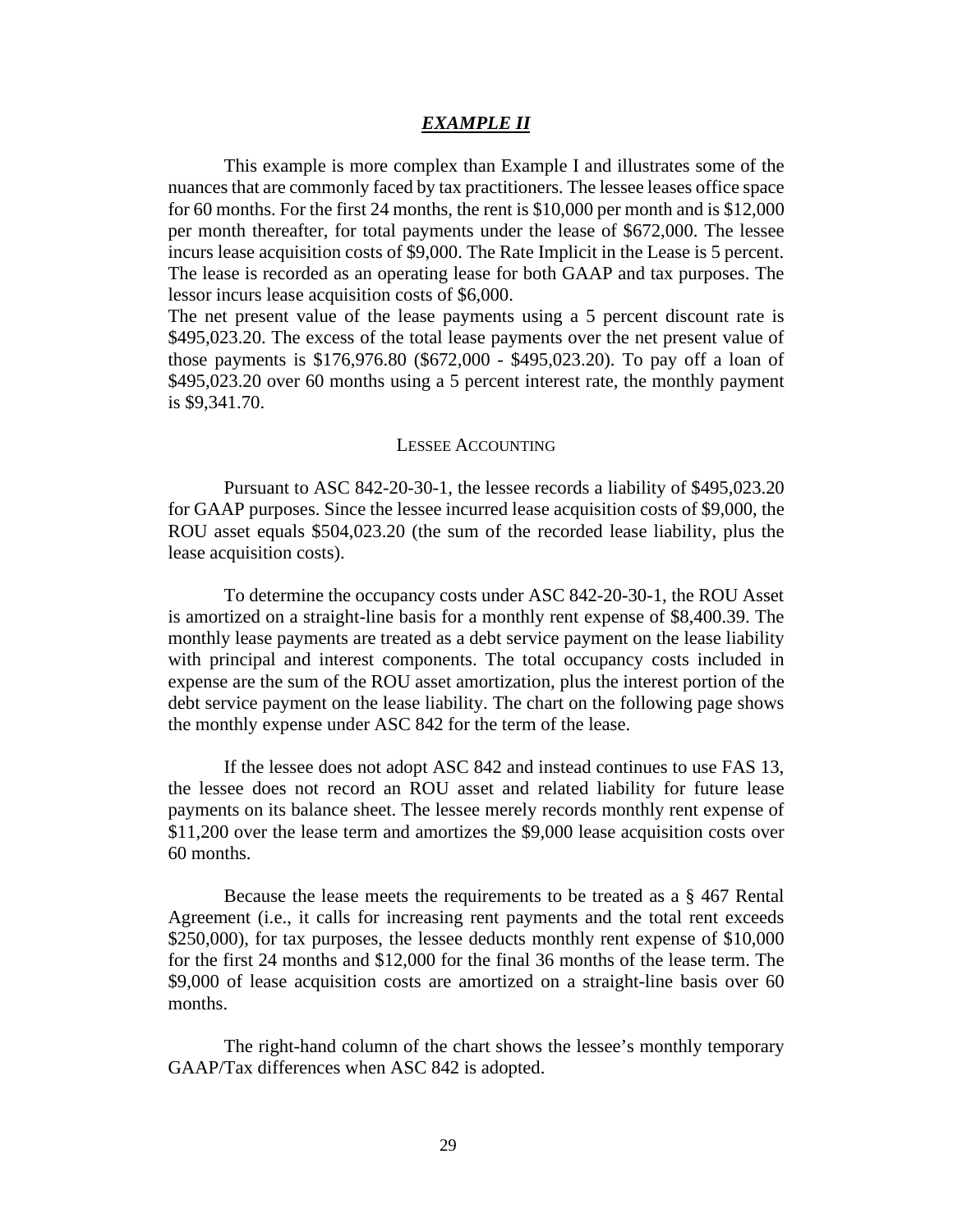## ***EXAMPLE II***

This example is more complex than Example I and illustrates some of the nuances that are commonly faced by tax practitioners. The lessee leases office space for 60 months. For the first 24 months, the rent is $10,000 per month and is $12,000 per month thereafter, for total payments under the lease of $672,000. The lessee incurs lease acquisition costs of $9,000. The Rate Implicit in the Lease is 5 percent. The lease is recorded as an operating lease for both GAAP and tax purposes. The lessor incurs lease acquisition costs of $6,000.

The net present value of the lease payments using a 5 percent discount rate is $495,023.20. The excess of the total lease payments over the net present value of those payments is $176,976.80 ($672,000 - $495,023.20). To pay off a loan of $495,023.20 over 60 months using a 5 percent interest rate, the monthly payment is $9,341.70.

### LESSEE ACCOUNTING

Pursuant to ASC 842-20-30-1, the lessee records a liability of $495,023.20 for GAAP purposes. Since the lessee incurred lease acquisition costs of $9,000, the ROU asset equals $504,023.20 (the sum of the recorded lease liability, plus the lease acquisition costs).

To determine the occupancy costs under ASC 842-20-30-1, the ROU Asset is amortized on a straight-line basis for a monthly rent expense of $8,400.39. The monthly lease payments are treated as a debt service payment on the lease liability with principal and interest components. The total occupancy costs included in expense are the sum of the ROU asset amortization, plus the interest portion of the debt service payment on the lease liability. The chart on the following page shows the monthly expense under ASC 842 for the term of the lease.

If the lessee does not adopt ASC 842 and instead continues to use FAS 13, the lessee does not record an ROU asset and related liability for future lease payments on its balance sheet. The lessee merely records monthly rent expense of $11,200 over the lease term and amortizes the $9,000 lease acquisition costs over 60 months.

Because the lease meets the requirements to be treated as a § 467 Rental Agreement (i.e., it calls for increasing rent payments and the total rent exceeds $250,000), for tax purposes, the lessee deducts monthly rent expense of $10,000 for the first 24 months and $12,000 for the final 36 months of the lease term. The $9,000 of lease acquisition costs are amortized on a straight-line basis over 60 months.

The right-hand column of the chart shows the lessee's monthly temporary GAAP/Tax differences when ASC 842 is adopted.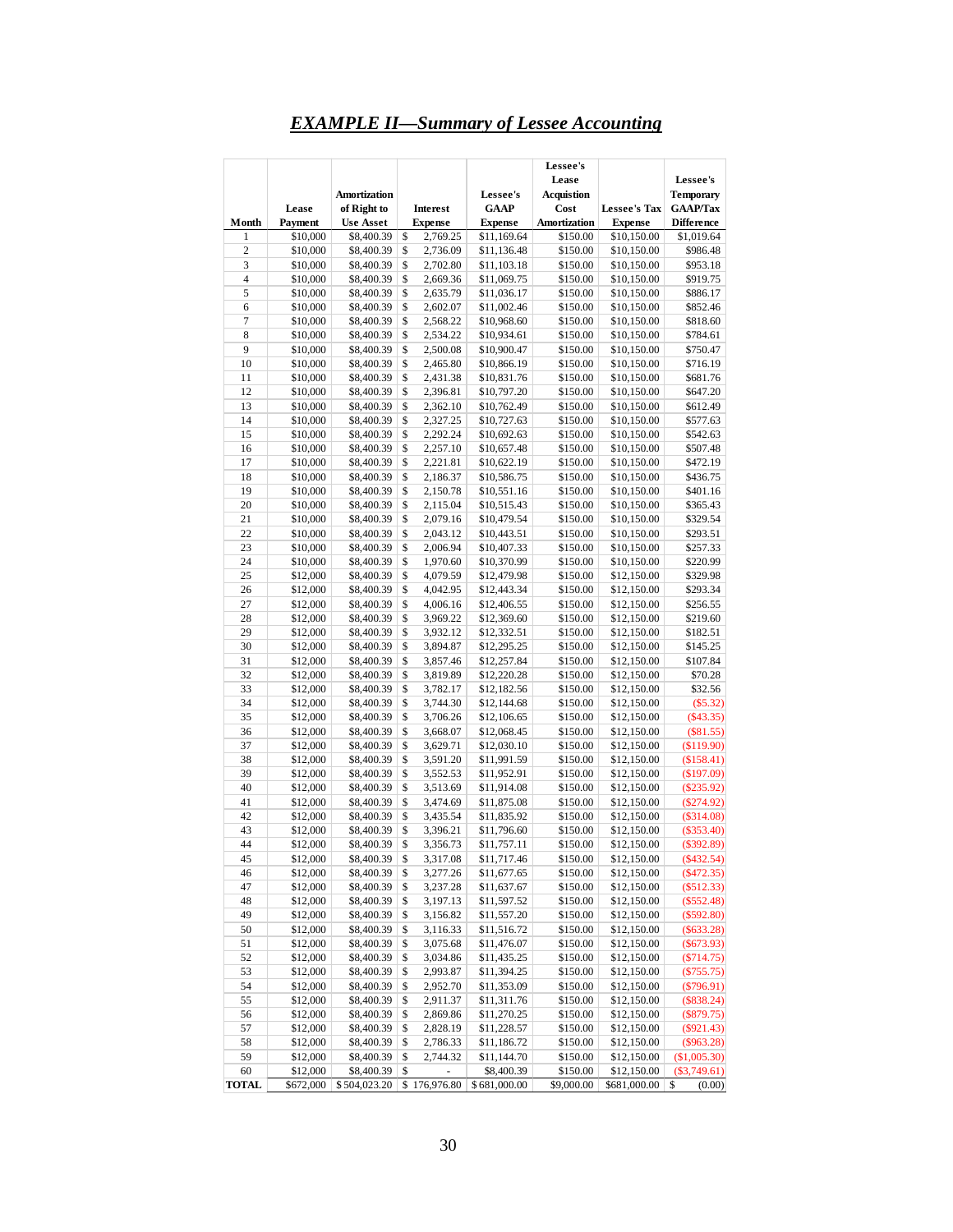# *EXAMPLE II—Summary of Lessee Accounting*

| Month | Lease Payment | Amortization of Right to Use Asset | Interest Expense | Lessee's GAAP Expense | Lessee's Lease Acquistion Cost Amortization | Lessee's Tax Expense | Lessee's Temporary GAAP/Tax Difference |
|---|---|---|---|---|---|---|---|
| 1 | $10,000 | $8,400.39 | $ 2,769.25 | $11,169.64 | $150.00 | $10,150.00 | $1,019.64 |
| 2 | $10,000 | $8,400.39 | $ 2,736.09 | $11,136.48 | $150.00 | $10,150.00 | $986.48 |
| 3 | $10,000 | $8,400.39 | $ 2,702.80 | $11,103.18 | $150.00 | $10,150.00 | $953.18 |
| 4 | $10,000 | $8,400.39 | $ 2,669.36 | $11,069.75 | $150.00 | $10,150.00 | $919.75 |
| 5 | $10,000 | $8,400.39 | $ 2,635.79 | $11,036.17 | $150.00 | $10,150.00 | $886.17 |
| 6 | $10,000 | $8,400.39 | $ 2,602.07 | $11,002.46 | $150.00 | $10,150.00 | $852.46 |
| 7 | $10,000 | $8,400.39 | $ 2,568.22 | $10,968.60 | $150.00 | $10,150.00 | $818.60 |
| 8 | $10,000 | $8,400.39 | $ 2,534.22 | $10,934.61 | $150.00 | $10,150.00 | $784.61 |
| 9 | $10,000 | $8,400.39 | $ 2,500.08 | $10,900.47 | $150.00 | $10,150.00 | $750.47 |
| 10 | $10,000 | $8,400.39 | $ 2,465.80 | $10,866.19 | $150.00 | $10,150.00 | $716.19 |
| 11 | $10,000 | $8,400.39 | $ 2,431.38 | $10,831.76 | $150.00 | $10,150.00 | $681.76 |
| 12 | $10,000 | $8,400.39 | $ 2,396.81 | $10,797.20 | $150.00 | $10,150.00 | $647.20 |
| 13 | $10,000 | $8,400.39 | $ 2,362.10 | $10,762.49 | $150.00 | $10,150.00 | $612.49 |
| 14 | $10,000 | $8,400.39 | $ 2,327.25 | $10,727.63 | $150.00 | $10,150.00 | $577.63 |
| 15 | $10,000 | $8,400.39 | $ 2,292.24 | $10,692.63 | $150.00 | $10,150.00 | $542.63 |
| 16 | $10,000 | $8,400.39 | $ 2,257.10 | $10,657.48 | $150.00 | $10,150.00 | $507.48 |
| 17 | $10,000 | $8,400.39 | $ 2,221.81 | $10,622.19 | $150.00 | $10,150.00 | $472.19 |
| 18 | $10,000 | $8,400.39 | $ 2,186.37 | $10,586.75 | $150.00 | $10,150.00 | $436.75 |
| 19 | $10,000 | $8,400.39 | $ 2,150.78 | $10,551.16 | $150.00 | $10,150.00 | $401.16 |
| 20 | $10,000 | $8,400.39 | $ 2,115.04 | $10,515.43 | $150.00 | $10,150.00 | $365.43 |
| 21 | $10,000 | $8,400.39 | $ 2,079.16 | $10,479.54 | $150.00 | $10,150.00 | $329.54 |
| 22 | $10,000 | $8,400.39 | $ 2,043.12 | $10,443.51 | $150.00 | $10,150.00 | $293.51 |
| 23 | $10,000 | $8,400.39 | $ 2,006.94 | $10,407.33 | $150.00 | $10,150.00 | $257.33 |
| 24 | $10,000 | $8,400.39 | $ 1,970.60 | $10,370.99 | $150.00 | $10,150.00 | $220.99 |
| 25 | $12,000 | $8,400.39 | $ 4,079.59 | $12,479.98 | $150.00 | $12,150.00 | $329.98 |
| 26 | $12,000 | $8,400.39 | $ 4,042.95 | $12,443.34 | $150.00 | $12,150.00 | $293.34 |
| 27 | $12,000 | $8,400.39 | $ 4,006.16 | $12,406.55 | $150.00 | $12,150.00 | $256.55 |
| 28 | $12,000 | $8,400.39 | $ 3,969.22 | $12,369.60 | $150.00 | $12,150.00 | $219.60 |
| 29 | $12,000 | $8,400.39 | $ 3,932.12 | $12,332.51 | $150.00 | $12,150.00 | $182.51 |
| 30 | $12,000 | $8,400.39 | $ 3,894.87 | $12,295.25 | $150.00 | $12,150.00 | $145.25 |
| 31 | $12,000 | $8,400.39 | $ 3,857.46 | $12,257.84 | $150.00 | $12,150.00 | $107.84 |
| 32 | $12,000 | $8,400.39 | $ 3,819.89 | $12,220.28 | $150.00 | $12,150.00 | $70.28 |
| 33 | $12,000 | $8,400.39 | $ 3,782.17 | $12,182.56 | $150.00 | $12,150.00 | $32.56 |
| 34 | $12,000 | $8,400.39 | $ 3,744.30 | $12,144.68 | $150.00 | $12,150.00 | ($5.32) |
| 35 | $12,000 | $8,400.39 | $ 3,706.26 | $12,106.65 | $150.00 | $12,150.00 | ($43.35) |
| 36 | $12,000 | $8,400.39 | $ 3,668.07 | $12,068.45 | $150.00 | $12,150.00 | ($81.55) |
| 37 | $12,000 | $8,400.39 | $ 3,629.71 | $12,030.10 | $150.00 | $12,150.00 | ($119.90) |
| 38 | $12,000 | $8,400.39 | $ 3,591.20 | $11,991.59 | $150.00 | $12,150.00 | ($158.41) |
| 39 | $12,000 | $8,400.39 | $ 3,552.53 | $11,952.91 | $150.00 | $12,150.00 | ($197.09) |
| 40 | $12,000 | $8,400.39 | $ 3,513.69 | $11,914.08 | $150.00 | $12,150.00 | ($235.92) |
| 41 | $12,000 | $8,400.39 | $ 3,474.69 | $11,875.08 | $150.00 | $12,150.00 | ($274.92) |
| 42 | $12,000 | $8,400.39 | $ 3,435.54 | $11,835.92 | $150.00 | $12,150.00 | ($314.08) |
| 43 | $12,000 | $8,400.39 | $ 3,396.21 | $11,796.60 | $150.00 | $12,150.00 | ($353.40) |
| 44 | $12,000 | $8,400.39 | $ 3,356.73 | $11,757.11 | $150.00 | $12,150.00 | ($392.89) |
| 45 | $12,000 | $8,400.39 | $ 3,317.08 | $11,717.46 | $150.00 | $12,150.00 | ($432.54) |
| 46 | $12,000 | $8,400.39 | $ 3,277.26 | $11,677.65 | $150.00 | $12,150.00 | ($472.35) |
| 47 | $12,000 | $8,400.39 | $ 3,237.28 | $11,637.67 | $150.00 | $12,150.00 | ($512.33) |
| 48 | $12,000 | $8,400.39 | $ 3,197.13 | $11,597.52 | $150.00 | $12,150.00 | ($552.48) |
| 49 | $12,000 | $8,400.39 | $ 3,156.82 | $11,557.20 | $150.00 | $12,150.00 | ($592.80) |
| 50 | $12,000 | $8,400.39 | $ 3,116.33 | $11,516.72 | $150.00 | $12,150.00 | ($633.28) |
| 51 | $12,000 | $8,400.39 | $ 3,075.68 | $11,476.07 | $150.00 | $12,150.00 | ($673.93) |
| 52 | $12,000 | $8,400.39 | $ 3,034.86 | $11,435.25 | $150.00 | $12,150.00 | ($714.75) |
| 53 | $12,000 | $8,400.39 | $ 2,993.87 | $11,394.25 | $150.00 | $12,150.00 | ($755.75) |
| 54 | $12,000 | $8,400.39 | $ 2,952.70 | $11,353.09 | $150.00 | $12,150.00 | ($796.91) |
| 55 | $12,000 | $8,400.39 | $ 2,911.37 | $11,311.76 | $150.00 | $12,150.00 | ($838.24) |
| 56 | $12,000 | $8,400.39 | $ 2,869.86 | $11,270.25 | $150.00 | $12,150.00 | ($879.75) |
| 57 | $12,000 | $8,400.39 | $ 2,828.19 | $11,228.57 | $150.00 | $12,150.00 | ($921.43) |
| 58 | $12,000 | $8,400.39 | $ 2,786.33 | $11,186.72 | $150.00 | $12,150.00 | ($963.28) |
| 59 | $12,000 | $8,400.39 | $ 2,744.32 | $11,144.70 | $150.00 | $12,150.00 | ($1,005.30) |
| 60 | $12,000 | $8,400.39 | $ - | $8,400.39 | $150.00 | $12,150.00 | ($3,749.61) |
| **TOTAL** | $672,000 | $ 504,023.20 | $ 176,976.80 | $ 681,000.00 | $9,000.00 | $681,000.00 | $ (0.00) |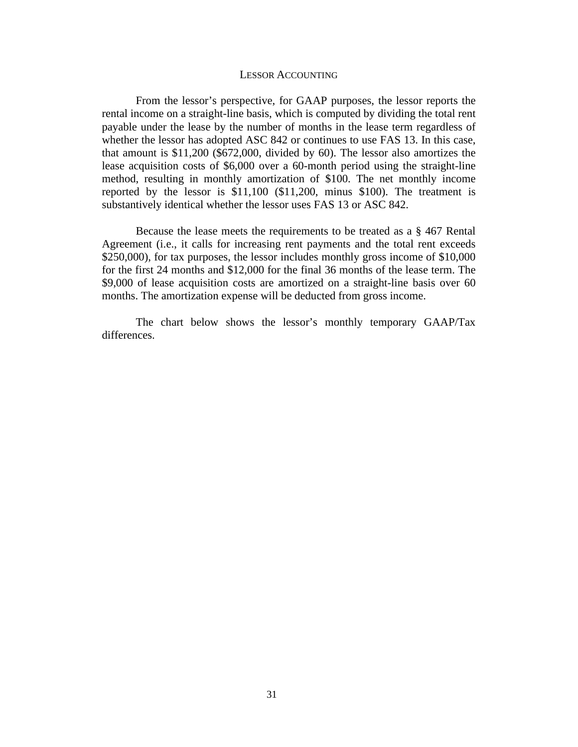## LESSOR ACCOUNTING

From the lessor's perspective, for GAAP purposes, the lessor reports the rental income on a straight-line basis, which is computed by dividing the total rent payable under the lease by the number of months in the lease term regardless of whether the lessor has adopted ASC 842 or continues to use FAS 13. In this case, that amount is $11,200 ($672,000, divided by 60). The lessor also amortizes the lease acquisition costs of $6,000 over a 60-month period using the straight-line method, resulting in monthly amortization of $100. The net monthly income reported by the lessor is $11,100 ($11,200, minus $100). The treatment is substantively identical whether the lessor uses FAS 13 or ASC 842.

Because the lease meets the requirements to be treated as a § 467 Rental Agreement (i.e., it calls for increasing rent payments and the total rent exceeds $250,000), for tax purposes, the lessor includes monthly gross income of $10,000 for the first 24 months and $12,000 for the final 36 months of the lease term. The $9,000 of lease acquisition costs are amortized on a straight-line basis over 60 months. The amortization expense will be deducted from gross income.

The chart below shows the lessor's monthly temporary GAAP/Tax differences.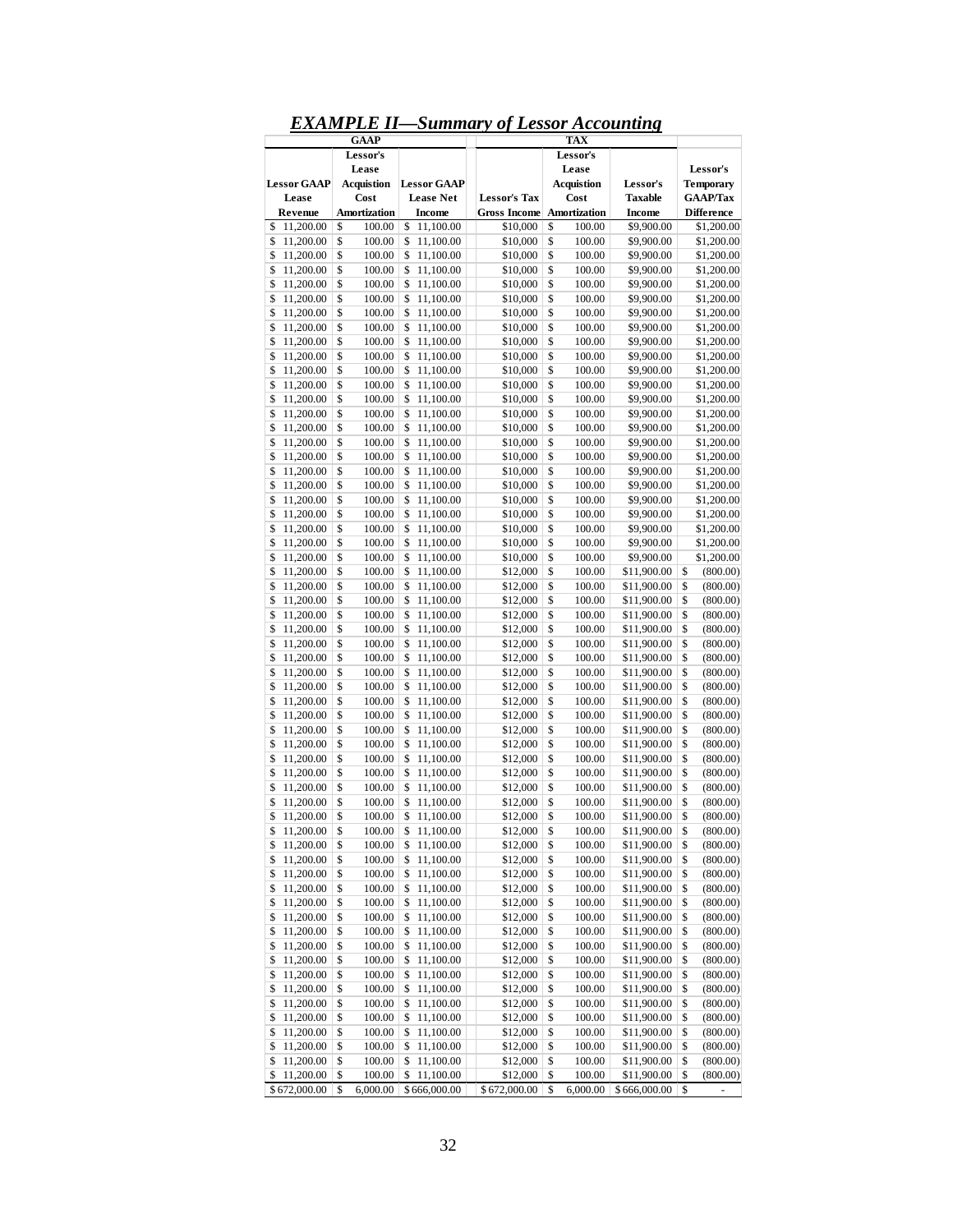## *EXAMPLE II—Summary of Lessor Accounting*

| GAAP | | | TAX | | | |
|---|---|---|---|---|---|---|
| Lessor GAAP Lease Revenue | Lessor's Lease Acquistion Cost Amortization | Lessor GAAP Lease Net Income | Lessor's Tax Gross Income | Lessor's Lease Acquistion Cost Amortization | Lessor's Taxable Income | Lessor's Temporary GAAP/Tax Difference |
| $ 11,200.00 | $ 100.00 | $ 11,100.00 | $10,000 | $ 100.00 | $9,900.00 | $1,200.00 |
| $ 11,200.00 | $ 100.00 | $ 11,100.00 | $10,000 | $ 100.00 | $9,900.00 | $1,200.00 |
| $ 11,200.00 | $ 100.00 | $ 11,100.00 | $10,000 | $ 100.00 | $9,900.00 | $1,200.00 |
| $ 11,200.00 | $ 100.00 | $ 11,100.00 | $10,000 | $ 100.00 | $9,900.00 | $1,200.00 |
| $ 11,200.00 | $ 100.00 | $ 11,100.00 | $10,000 | $ 100.00 | $9,900.00 | $1,200.00 |
| $ 11,200.00 | $ 100.00 | $ 11,100.00 | $10,000 | $ 100.00 | $9,900.00 | $1,200.00 |
| $ 11,200.00 | $ 100.00 | $ 11,100.00 | $10,000 | $ 100.00 | $9,900.00 | $1,200.00 |
| $ 11,200.00 | $ 100.00 | $ 11,100.00 | $10,000 | $ 100.00 | $9,900.00 | $1,200.00 |
| $ 11,200.00 | $ 100.00 | $ 11,100.00 | $10,000 | $ 100.00 | $9,900.00 | $1,200.00 |
| $ 11,200.00 | $ 100.00 | $ 11,100.00 | $10,000 | $ 100.00 | $9,900.00 | $1,200.00 |
| $ 11,200.00 | $ 100.00 | $ 11,100.00 | $10,000 | $ 100.00 | $9,900.00 | $1,200.00 |
| $ 11,200.00 | $ 100.00 | $ 11,100.00 | $10,000 | $ 100.00 | $9,900.00 | $1,200.00 |
| $ 11,200.00 | $ 100.00 | $ 11,100.00 | $10,000 | $ 100.00 | $9,900.00 | $1,200.00 |
| $ 11,200.00 | $ 100.00 | $ 11,100.00 | $10,000 | $ 100.00 | $9,900.00 | $1,200.00 |
| $ 11,200.00 | $ 100.00 | $ 11,100.00 | $10,000 | $ 100.00 | $9,900.00 | $1,200.00 |
| $ 11,200.00 | $ 100.00 | $ 11,100.00 | $10,000 | $ 100.00 | $9,900.00 | $1,200.00 |
| $ 11,200.00 | $ 100.00 | $ 11,100.00 | $10,000 | $ 100.00 | $9,900.00 | $1,200.00 |
| $ 11,200.00 | $ 100.00 | $ 11,100.00 | $10,000 | $ 100.00 | $9,900.00 | $1,200.00 |
| $ 11,200.00 | $ 100.00 | $ 11,100.00 | $10,000 | $ 100.00 | $9,900.00 | $1,200.00 |
| $ 11,200.00 | $ 100.00 | $ 11,100.00 | $10,000 | $ 100.00 | $9,900.00 | $1,200.00 |
| $ 11,200.00 | $ 100.00 | $ 11,100.00 | $10,000 | $ 100.00 | $9,900.00 | $1,200.00 |
| $ 11,200.00 | $ 100.00 | $ 11,100.00 | $10,000 | $ 100.00 | $9,900.00 | $1,200.00 |
| $ 11,200.00 | $ 100.00 | $ 11,100.00 | $10,000 | $ 100.00 | $9,900.00 | $1,200.00 |
| $ 11,200.00 | $ 100.00 | $ 11,100.00 | $10,000 | $ 100.00 | $9,900.00 | $1,200.00 |
| $ 11,200.00 | $ 100.00 | $ 11,100.00 | $12,000 | $ 100.00 | $11,900.00 | $ (800.00) |
| $ 11,200.00 | $ 100.00 | $ 11,100.00 | $12,000 | $ 100.00 | $11,900.00 | $ (800.00) |
| $ 11,200.00 | $ 100.00 | $ 11,100.00 | $12,000 | $ 100.00 | $11,900.00 | $ (800.00) |
| $ 11,200.00 | $ 100.00 | $ 11,100.00 | $12,000 | $ 100.00 | $11,900.00 | $ (800.00) |
| $ 11,200.00 | $ 100.00 | $ 11,100.00 | $12,000 | $ 100.00 | $11,900.00 | $ (800.00) |
| $ 11,200.00 | $ 100.00 | $ 11,100.00 | $12,000 | $ 100.00 | $11,900.00 | $ (800.00) |
| $ 11,200.00 | $ 100.00 | $ 11,100.00 | $12,000 | $ 100.00 | $11,900.00 | $ (800.00) |
| $ 11,200.00 | $ 100.00 | $ 11,100.00 | $12,000 | $ 100.00 | $11,900.00 | $ (800.00) |
| $ 11,200.00 | $ 100.00 | $ 11,100.00 | $12,000 | $ 100.00 | $11,900.00 | $ (800.00) |
| $ 11,200.00 | $ 100.00 | $ 11,100.00 | $12,000 | $ 100.00 | $11,900.00 | $ (800.00) |
| $ 11,200.00 | $ 100.00 | $ 11,100.00 | $12,000 | $ 100.00 | $11,900.00 | $ (800.00) |
| $ 11,200.00 | $ 100.00 | $ 11,100.00 | $12,000 | $ 100.00 | $11,900.00 | $ (800.00) |
| $ 11,200.00 | $ 100.00 | $ 11,100.00 | $12,000 | $ 100.00 | $11,900.00 | $ (800.00) |
| $ 11,200.00 | $ 100.00 | $ 11,100.00 | $12,000 | $ 100.00 | $11,900.00 | $ (800.00) |
| $ 11,200.00 | $ 100.00 | $ 11,100.00 | $12,000 | $ 100.00 | $11,900.00 | $ (800.00) |
| $ 11,200.00 | $ 100.00 | $ 11,100.00 | $12,000 | $ 100.00 | $11,900.00 | $ (800.00) |
| $ 11,200.00 | $ 100.00 | $ 11,100.00 | $12,000 | $ 100.00 | $11,900.00 | $ (800.00) |
| $ 11,200.00 | $ 100.00 | $ 11,100.00 | $12,000 | $ 100.00 | $11,900.00 | $ (800.00) |
| $ 11,200.00 | $ 100.00 | $ 11,100.00 | $12,000 | $ 100.00 | $11,900.00 | $ (800.00) |
| $ 11,200.00 | $ 100.00 | $ 11,100.00 | $12,000 | $ 100.00 | $11,900.00 | $ (800.00) |
| $ 11,200.00 | $ 100.00 | $ 11,100.00 | $12,000 | $ 100.00 | $11,900.00 | $ (800.00) |
| $ 11,200.00 | $ 100.00 | $ 11,100.00 | $12,000 | $ 100.00 | $11,900.00 | $ (800.00) |
| $ 11,200.00 | $ 100.00 | $ 11,100.00 | $12,000 | $ 100.00 | $11,900.00 | $ (800.00) |
| $ 11,200.00 | $ 100.00 | $ 11,100.00 | $12,000 | $ 100.00 | $11,900.00 | $ (800.00) |
| $ 11,200.00 | $ 100.00 | $ 11,100.00 | $12,000 | $ 100.00 | $11,900.00 | $ (800.00) |
| $ 11,200.00 | $ 100.00 | $ 11,100.00 | $12,000 | $ 100.00 | $11,900.00 | $ (800.00) |
| $ 11,200.00 | $ 100.00 | $ 11,100.00 | $12,000 | $ 100.00 | $11,900.00 | $ (800.00) |
| $ 11,200.00 | $ 100.00 | $ 11,100.00 | $12,000 | $ 100.00 | $11,900.00 | $ (800.00) |
| $ 11,200.00 | $ 100.00 | $ 11,100.00 | $12,000 | $ 100.00 | $11,900.00 | $ (800.00) |
| $ 11,200.00 | $ 100.00 | $ 11,100.00 | $12,000 | $ 100.00 | $11,900.00 | $ (800.00) |
| $ 11,200.00 | $ 100.00 | $ 11,100.00 | $12,000 | $ 100.00 | $11,900.00 | $ (800.00) |
| $ 11,200.00 | $ 100.00 | $ 11,100.00 | $12,000 | $ 100.00 | $11,900.00 | $ (800.00) |
| $ 11,200.00 | $ 100.00 | $ 11,100.00 | $12,000 | $ 100.00 | $11,900.00 | $ (800.00) |
| $ 11,200.00 | $ 100.00 | $ 11,100.00 | $12,000 | $ 100.00 | $11,900.00 | $ (800.00) |
| $ 11,200.00 | $ 100.00 | $ 11,100.00 | $12,000 | $ 100.00 | $11,900.00 | $ (800.00) |
| $672,000.00 | $ 6,000.00 | $666,000.00 | $672,000.00 | $ 6,000.00 | $666,000.00 | $ - |